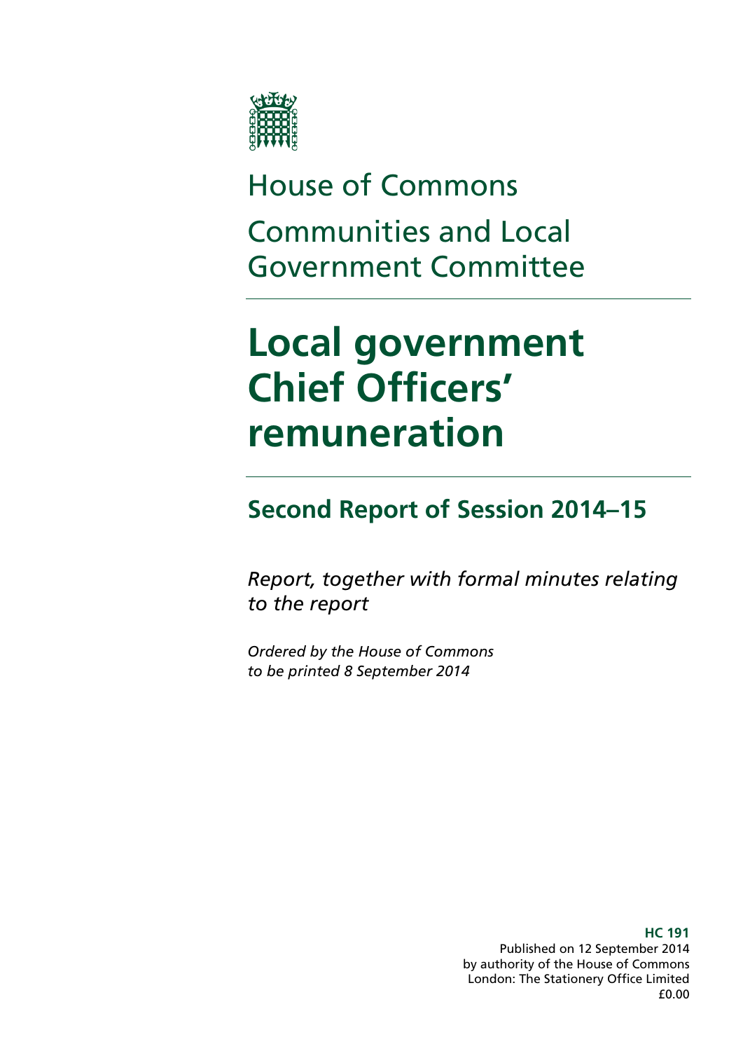House of Commons

Communities and Local Government Committee

# Local government Chief Officers' remuneration

## Second Report of Session 2014–15

*Report, together with formal minutes relating to the report*

*Ordered by the House of Commons to be printed 8 September 2014*

**HC 191**
Published on 12 September 2014
by authority of the House of Commons
London: The Stationery Office Limited
£0.00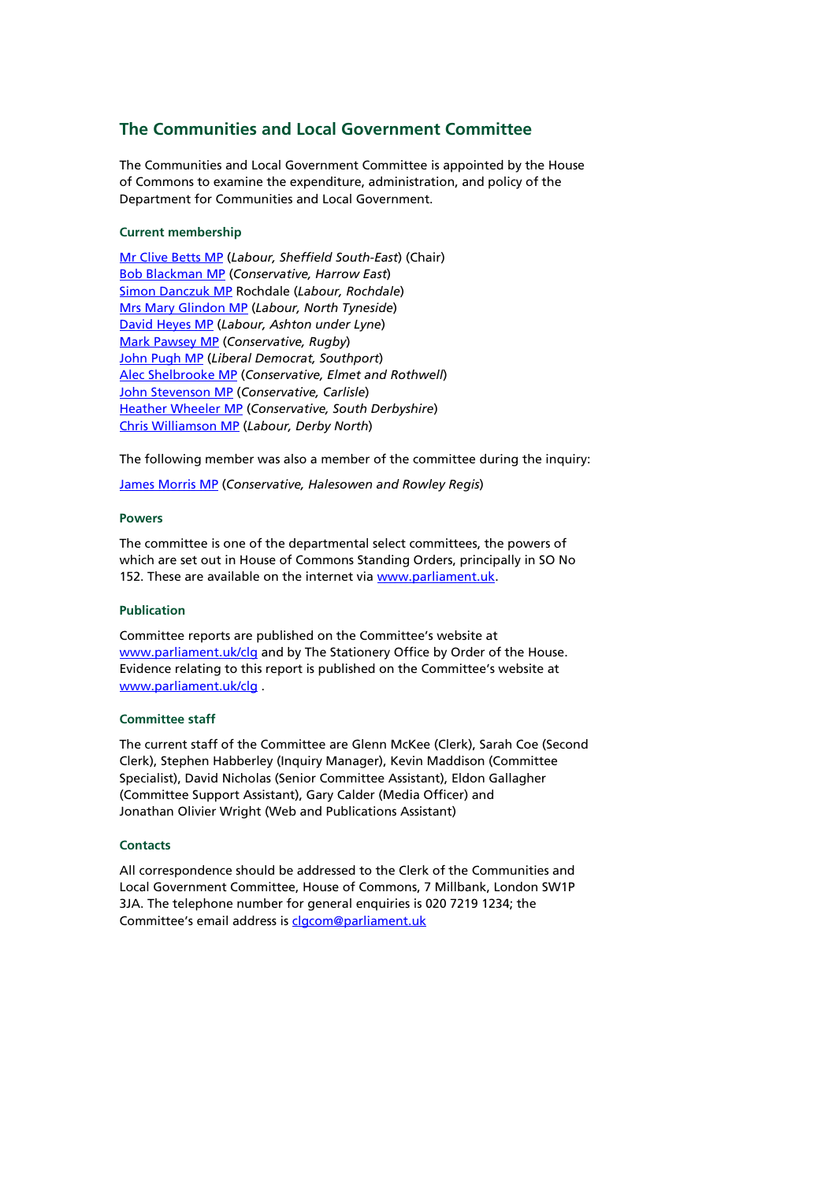## The Communities and Local Government Committee

The Communities and Local Government Committee is appointed by the House of Commons to examine the expenditure, administration, and policy of the Department for Communities and Local Government.

### Current membership

Mr Clive Betts MP (*Labour, Sheffield South-East*) (Chair)
Bob Blackman MP (*Conservative, Harrow East*)
Simon Danczuk MP Rochdale (*Labour, Rochdale*)
Mrs Mary Glindon MP (*Labour, North Tyneside*)
David Heyes MP (*Labour, Ashton under Lyne*)
Mark Pawsey MP (*Conservative, Rugby*)
John Pugh MP (*Liberal Democrat, Southport*)
Alec Shelbrooke MP (*Conservative, Elmet and Rothwell*)
John Stevenson MP (*Conservative, Carlisle*)
Heather Wheeler MP (*Conservative, South Derbyshire*)
Chris Williamson MP (*Labour, Derby North*)

The following member was also a member of the committee during the inquiry:

James Morris MP (*Conservative, Halesowen and Rowley Regis*)

### Powers

The committee is one of the departmental select committees, the powers of which are set out in House of Commons Standing Orders, principally in SO No 152. These are available on the internet via www.parliament.uk.

### Publication

Committee reports are published on the Committee's website at www.parliament.uk/clg and by The Stationery Office by Order of the House. Evidence relating to this report is published on the Committee's website at www.parliament.uk/clg .

### Committee staff

The current staff of the Committee are Glenn McKee (Clerk), Sarah Coe (Second Clerk), Stephen Habberley (Inquiry Manager), Kevin Maddison (Committee Specialist), David Nicholas (Senior Committee Assistant), Eldon Gallagher (Committee Support Assistant), Gary Calder (Media Officer) and Jonathan Olivier Wright (Web and Publications Assistant)

### Contacts

All correspondence should be addressed to the Clerk of the Communities and Local Government Committee, House of Commons, 7 Millbank, London SW1P 3JA. The telephone number for general enquiries is 020 7219 1234; the Committee's email address is clgcom@parliament.uk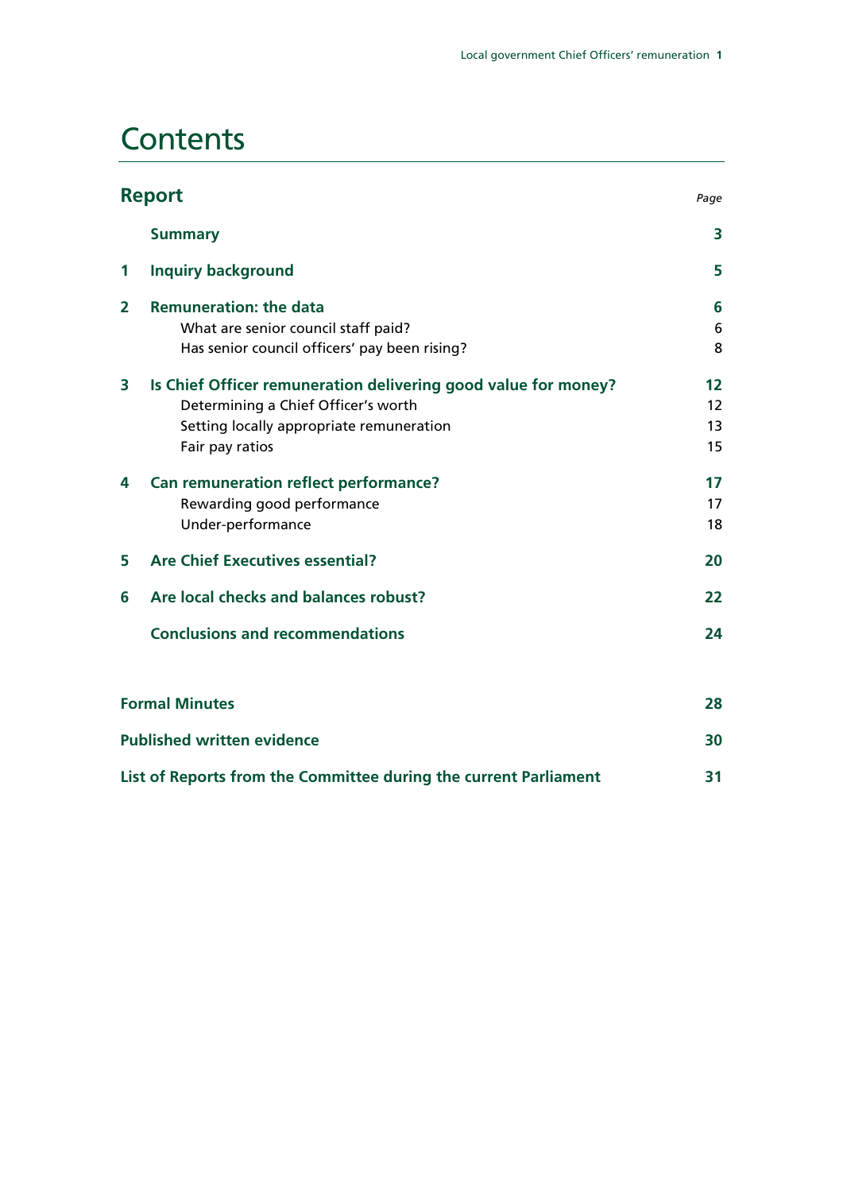# Contents

| Report | | Page |
|---|---|---|
| | **Summary** | **3** |
| **1** | **Inquiry background** | **5** |
| **2** | **Remuneration: the data** | **6** |
| | What are senior council staff paid? | 6 |
| | Has senior council officers' pay been rising? | 8 |
| **3** | **Is Chief Officer remuneration delivering good value for money?** | **12** |
| | Determining a Chief Officer's worth | 12 |
| | Setting locally appropriate remuneration | 13 |
| | Fair pay ratios | 15 |
| **4** | **Can remuneration reflect performance?** | **17** |
| | Rewarding good performance | 17 |
| | Under-performance | 18 |
| **5** | **Are Chief Executives essential?** | **20** |
| **6** | **Are local checks and balances robust?** | **22** |
| | **Conclusions and recommendations** | **24** |
| | | |
| **Formal Minutes** | | **28** |
| **Published written evidence** | | **30** |
| **List of Reports from the Committee during the current Parliament** | | **31** |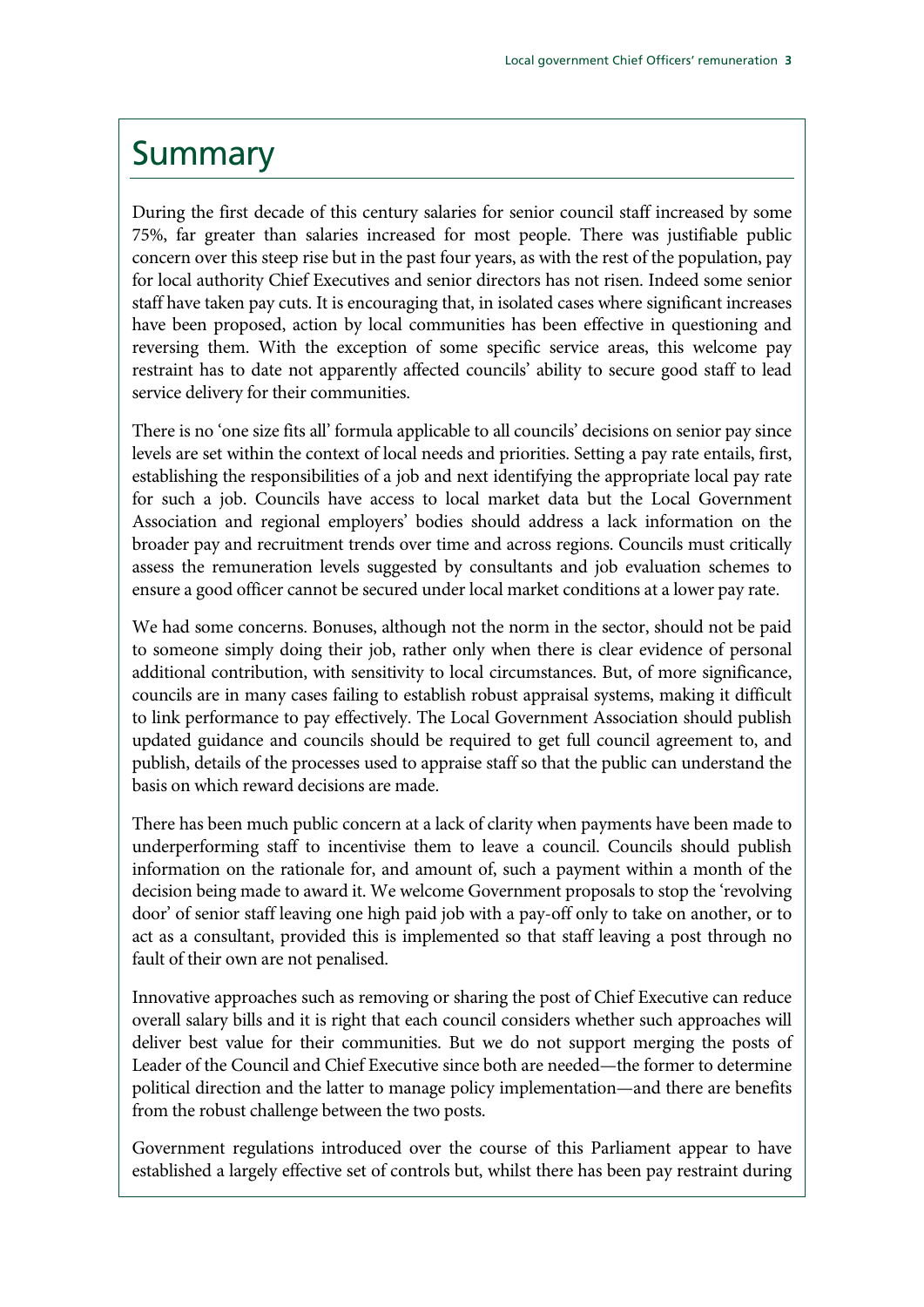# Summary

During the first decade of this century salaries for senior council staff increased by some 75%, far greater than salaries increased for most people. There was justifiable public concern over this steep rise but in the past four years, as with the rest of the population, pay for local authority Chief Executives and senior directors has not risen. Indeed some senior staff have taken pay cuts. It is encouraging that, in isolated cases where significant increases have been proposed, action by local communities has been effective in questioning and reversing them. With the exception of some specific service areas, this welcome pay restraint has to date not apparently affected councils' ability to secure good staff to lead service delivery for their communities.

There is no 'one size fits all' formula applicable to all councils' decisions on senior pay since levels are set within the context of local needs and priorities. Setting a pay rate entails, first, establishing the responsibilities of a job and next identifying the appropriate local pay rate for such a job. Councils have access to local market data but the Local Government Association and regional employers' bodies should address a lack information on the broader pay and recruitment trends over time and across regions. Councils must critically assess the remuneration levels suggested by consultants and job evaluation schemes to ensure a good officer cannot be secured under local market conditions at a lower pay rate.

We had some concerns. Bonuses, although not the norm in the sector, should not be paid to someone simply doing their job, rather only when there is clear evidence of personal additional contribution, with sensitivity to local circumstances. But, of more significance, councils are in many cases failing to establish robust appraisal systems, making it difficult to link performance to pay effectively. The Local Government Association should publish updated guidance and councils should be required to get full council agreement to, and publish, details of the processes used to appraise staff so that the public can understand the basis on which reward decisions are made.

There has been much public concern at a lack of clarity when payments have been made to underperforming staff to incentivise them to leave a council. Councils should publish information on the rationale for, and amount of, such a payment within a month of the decision being made to award it. We welcome Government proposals to stop the 'revolving door' of senior staff leaving one high paid job with a pay-off only to take on another, or to act as a consultant, provided this is implemented so that staff leaving a post through no fault of their own are not penalised.

Innovative approaches such as removing or sharing the post of Chief Executive can reduce overall salary bills and it is right that each council considers whether such approaches will deliver best value for their communities. But we do not support merging the posts of Leader of the Council and Chief Executive since both are needed—the former to determine political direction and the latter to manage policy implementation—and there are benefits from the robust challenge between the two posts.

Government regulations introduced over the course of this Parliament appear to have established a largely effective set of controls but, whilst there has been pay restraint during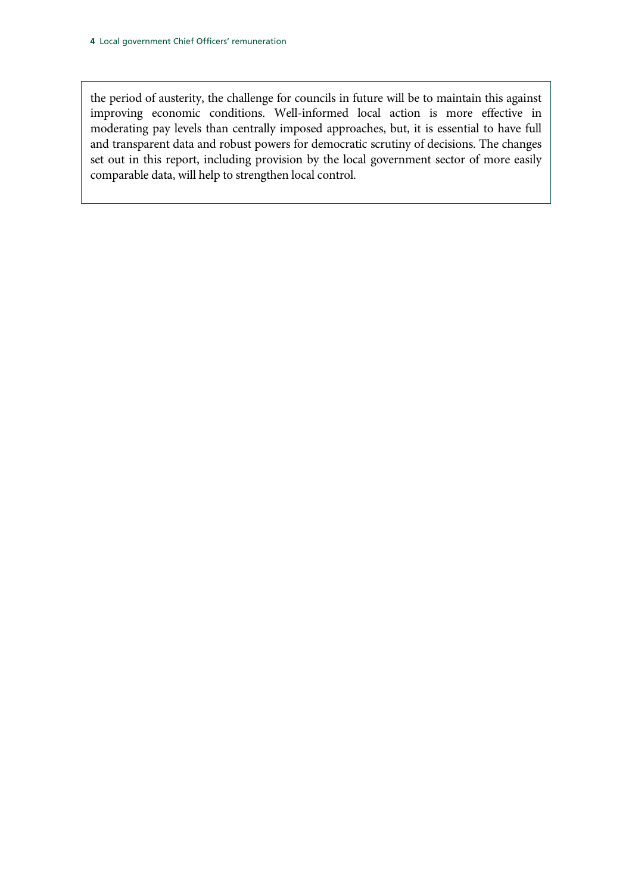the period of austerity, the challenge for councils in future will be to maintain this against improving economic conditions. Well-informed local action is more effective in moderating pay levels than centrally imposed approaches, but, it is essential to have full and transparent data and robust powers for democratic scrutiny of decisions. The changes set out in this report, including provision by the local government sector of more easily comparable data, will help to strengthen local control.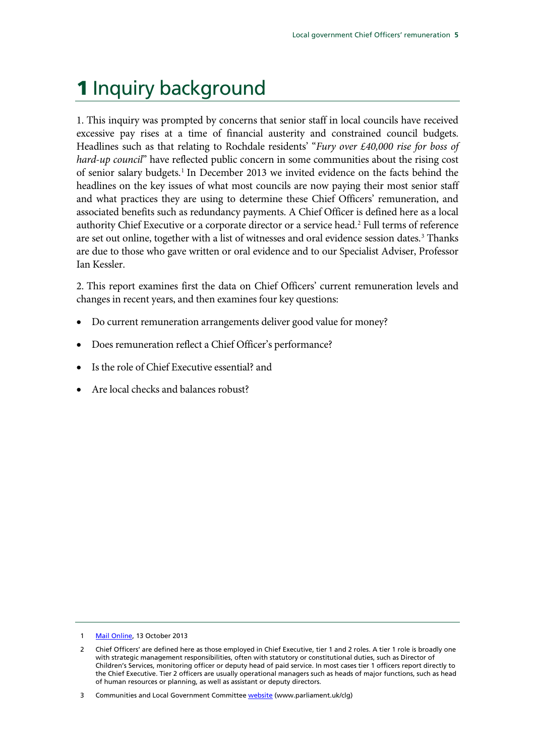# 1 Inquiry background

1. This inquiry was prompted by concerns that senior staff in local councils have received excessive pay rises at a time of financial austerity and constrained council budgets. Headlines such as that relating to Rochdale residents' "*Fury over £40,000 rise for boss of hard-up council*" have reflected public concern in some communities about the rising cost of senior salary budgets.[1] In December 2013 we invited evidence on the facts behind the headlines on the key issues of what most councils are now paying their most senior staff and what practices they are using to determine these Chief Officers' remuneration, and associated benefits such as redundancy payments. A Chief Officer is defined here as a local authority Chief Executive or a corporate director or a service head.[2] Full terms of reference are set out online, together with a list of witnesses and oral evidence session dates.[3] Thanks are due to those who gave written or oral evidence and to our Specialist Adviser, Professor Ian Kessler.

2. This report examines first the data on Chief Officers' current remuneration levels and changes in recent years, and then examines four key questions:

- Do current remuneration arrangements deliver good value for money?
- Does remuneration reflect a Chief Officer's performance?
- Is the role of Chief Executive essential? and
- Are local checks and balances robust?

---

1 Mail Online, 13 October 2013

2 Chief Officers' are defined here as those employed in Chief Executive, tier 1 and 2 roles. A tier 1 role is broadly one with strategic management responsibilities, often with statutory or constitutional duties, such as Director of Children's Services, monitoring officer or deputy head of paid service. In most cases tier 1 officers report directly to the Chief Executive. Tier 2 officers are usually operational managers such as heads of major functions, such as head of human resources or planning, as well as assistant or deputy directors.

3 Communities and Local Government Committee website (www.parliament.uk/clg)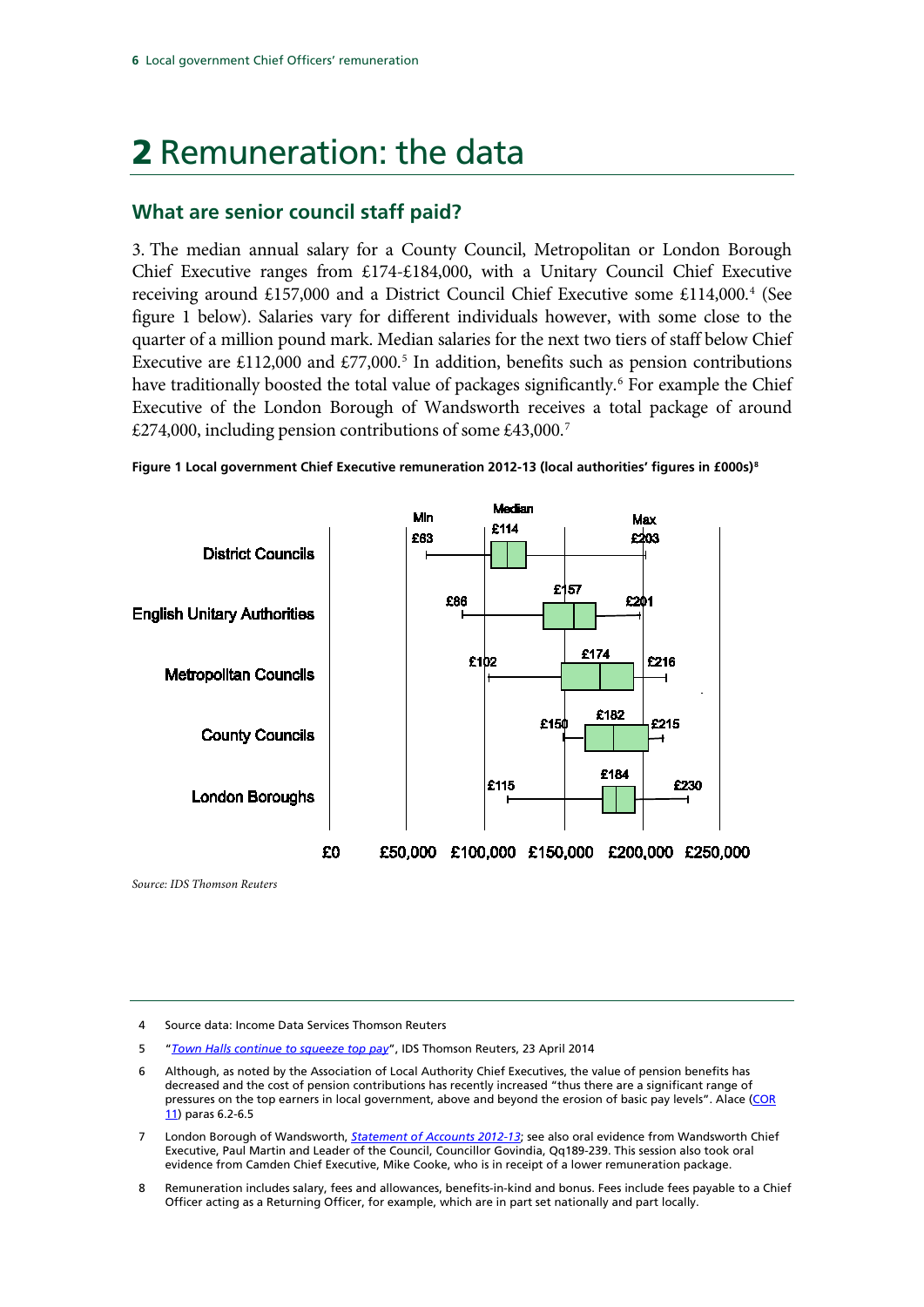# 2 Remuneration: the data

## What are senior council staff paid?

3. The median annual salary for a County Council, Metropolitan or London Borough Chief Executive ranges from £174-£184,000, with a Unitary Council Chief Executive receiving around £157,000 and a District Council Chief Executive some £114,000.[4] (See figure 1 below). Salaries vary for different individuals however, with some close to the quarter of a million pound mark. Median salaries for the next two tiers of staff below Chief Executive are £112,000 and £77,000.[5] In addition, benefits such as pension contributions have traditionally boosted the total value of packages significantly.[6] For example the Chief Executive of the London Borough of Wandsworth receives a total package of around £274,000, including pension contributions of some £43,000.[7]

**Figure 1 Local government Chief Executive remuneration 2012-13 (local authorities' figures in £000s)[8]**

| | Min | Median | Max |
|---|---|---|---|
| District Councils | £63 | £114 | £203 |
| English Unitary Authorities | £86 | £157 | £201 |
| Metropolitan Councils | £102 | £174 | £216 |
| County Councils | £150 | £182 | £215 |
| London Boroughs | £115 | £184 | £230 |

*Source: IDS Thomson Reuters*

---

4 Source data: Income Data Services Thomson Reuters

5 "*Town Halls continue to squeeze top pay*", IDS Thomson Reuters, 23 April 2014

6 Although, as noted by the Association of Local Authority Chief Executives, the value of pension benefits has decreased and the cost of pension contributions has recently increased "thus there are a significant range of pressures on the top earners in local government, above and beyond the erosion of basic pay levels". Alace (COR 11) paras 6.2-6.5

7 London Borough of Wandsworth, *Statement of Accounts 2012-13*; see also oral evidence from Wandsworth Chief Executive, Paul Martin and Leader of the Council, Councillor Govindia, Qq189-239. This session also took oral evidence from Camden Chief Executive, Mike Cooke, who is in receipt of a lower remuneration package.

8 Remuneration includes salary, fees and allowances, benefits-in-kind and bonus. Fees include fees payable to a Chief Officer acting as a Returning Officer, for example, which are in part set nationally and part locally.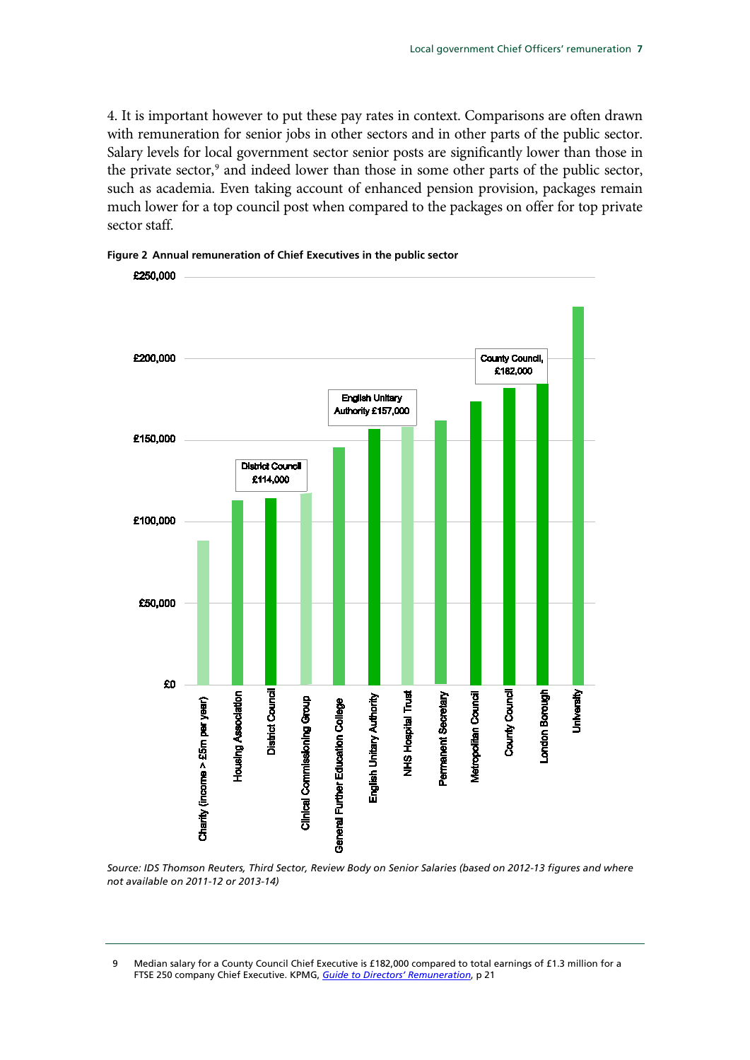4. It is important however to put these pay rates in context. Comparisons are often drawn with remuneration for senior jobs in other sectors and in other parts of the public sector. Salary levels for local government sector senior posts are significantly lower than those in the private sector,[9] and indeed lower than those in some other parts of the public sector, such as academia. Even taking account of enhanced pension provision, packages remain much lower for a top council post when compared to the packages on offer for top private sector staff.

**Figure 2 Annual remuneration of Chief Executives in the public sector**

£250,000

£200,000

£150,000

£100,000

£50,000

£0

District Council £114,000

English Unitary Authority £157,000

County Council, £182,000

Charity (income > £25m per year)

Housing Association

District Council

Clinical Commissioning Group

General Further Education College

English Unitary Authority

NHS Hospital Trust

Permanent Secretary

Metropolitan Council

County Council

London Borough

University

*Source: IDS Thomson Reuters, Third Sector, Review Body on Senior Salaries (based on 2012-13 figures and where not available on 2011-12 or 2013-14)*

9 Median salary for a County Council Chief Executive is £182,000 compared to total earnings of £1.3 million for a FTSE 250 company Chief Executive. KPMG, *Guide to Directors' Remuneration*, p 21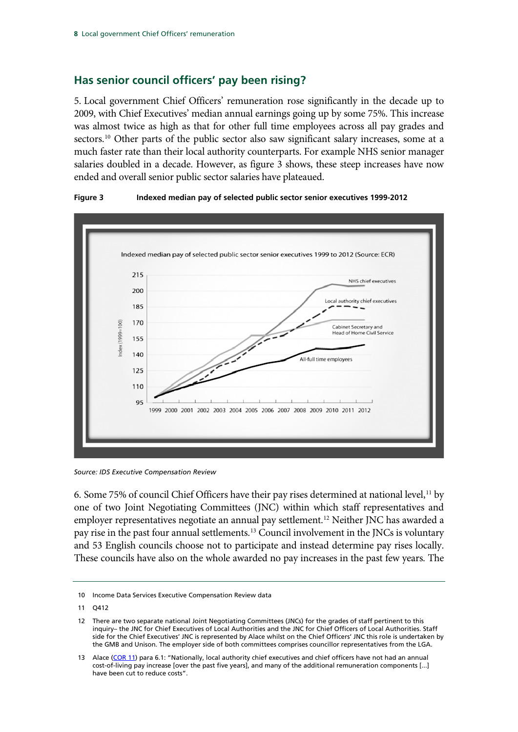## Has senior council officers' pay been rising?

5. Local government Chief Officers' remuneration rose significantly in the decade up to 2009, with Chief Executives' median annual earnings going up by some 75%. This increase was almost twice as high as that for other full time employees across all pay grades and sectors.[10] Other parts of the public sector also saw significant salary increases, some at a much faster rate than their local authority counterparts. For example NHS senior manager salaries doubled in a decade. However, as figure 3 shows, these steep increases have now ended and overall senior public sector salaries have plateaued.

**Figure 3** **Indexed median pay of selected public sector senior executives 1999-2012**

*Source: IDS Executive Compensation Review*

6. Some 75% of council Chief Officers have their pay rises determined at national level,[11] by one of two Joint Negotiating Committees (JNC) within which staff representatives and employer representatives negotiate an annual pay settlement.[12] Neither JNC has awarded a pay rise in the past four annual settlements.[13] Council involvement in the JNCs is voluntary and 53 English councils choose not to participate and instead determine pay rises locally. These councils have also on the whole awarded no pay increases in the past few years. The

---

10 Income Data Services Executive Compensation Review data

11 Q412

12 There are two separate national Joint Negotiating Committees (JNCs) for the grades of staff pertinent to this inquiry– the JNC for Chief Executives of Local Authorities and the JNC for Chief Officers of Local Authorities. Staff side for the Chief Executives' JNC is represented by Alace whilst on the Chief Officers' JNC this role is undertaken by the GMB and Unison. The employer side of both committees comprises councillor representatives from the LGA.

13 Alace (COR 11) para 6.1: "Nationally, local authority chief executives and chief officers have not had an annual cost-of-living pay increase [over the past five years], and many of the additional remuneration components [...] have been cut to reduce costs".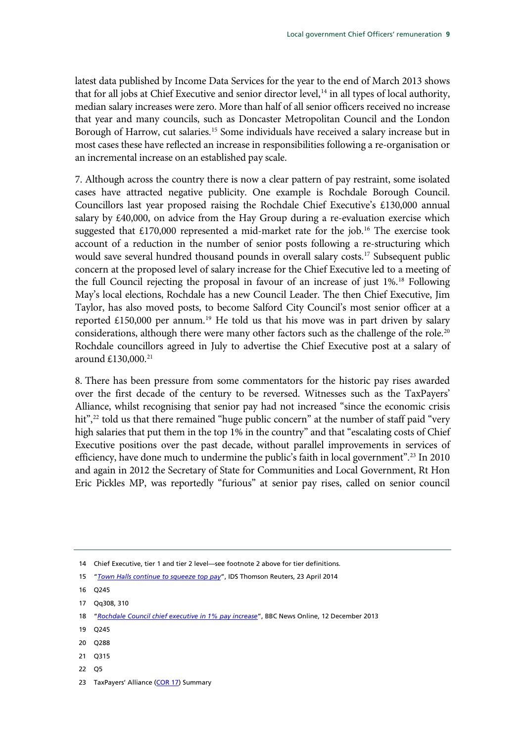latest data published by Income Data Services for the year to the end of March 2013 shows that for all jobs at Chief Executive and senior director level,[14] in all types of local authority, median salary increases were zero. More than half of all senior officers received no increase that year and many councils, such as Doncaster Metropolitan Council and the London Borough of Harrow, cut salaries.[15] Some individuals have received a salary increase but in most cases these have reflected an increase in responsibilities following a re-organisation or an incremental increase on an established pay scale.

7. Although across the country there is now a clear pattern of pay restraint, some isolated cases have attracted negative publicity. One example is Rochdale Borough Council. Councillors last year proposed raising the Rochdale Chief Executive's £130,000 annual salary by £40,000, on advice from the Hay Group during a re-evaluation exercise which suggested that £170,000 represented a mid-market rate for the job.[16] The exercise took account of a reduction in the number of senior posts following a re-structuring which would save several hundred thousand pounds in overall salary costs.[17] Subsequent public concern at the proposed level of salary increase for the Chief Executive led to a meeting of the full Council rejecting the proposal in favour of an increase of just 1%.[18] Following May's local elections, Rochdale has a new Council Leader. The then Chief Executive, Jim Taylor, has also moved posts, to become Salford City Council's most senior officer at a reported £150,000 per annum.[19] He told us that his move was in part driven by salary considerations, although there were many other factors such as the challenge of the role.[20] Rochdale councillors agreed in July to advertise the Chief Executive post at a salary of around £130,000.[21]

8. There has been pressure from some commentators for the historic pay rises awarded over the first decade of the century to be reversed. Witnesses such as the TaxPayers' Alliance, whilst recognising that senior pay had not increased "since the economic crisis hit",[22] told us that there remained "huge public concern" at the number of staff paid "very high salaries that put them in the top 1% in the country" and that "escalating costs of Chief Executive positions over the past decade, without parallel improvements in services of efficiency, have done much to undermine the public's faith in local government".[23] In 2010 and again in 2012 the Secretary of State for Communities and Local Government, Rt Hon Eric Pickles MP, was reportedly "furious" at senior pay rises, called on senior council

---

14 Chief Executive, tier 1 and tier 2 level—see footnote 2 above for tier definitions.

15 "*Town Halls continue to squeeze top pay*", IDS Thomson Reuters, 23 April 2014

16 Q245

17 Qq308, 310

18 "*Rochdale Council chief executive in 1% pay increase*", BBC News Online, 12 December 2013

19 Q245

20 Q288

21 Q315

22 Q5

23 TaxPayers' Alliance (COR 17) Summary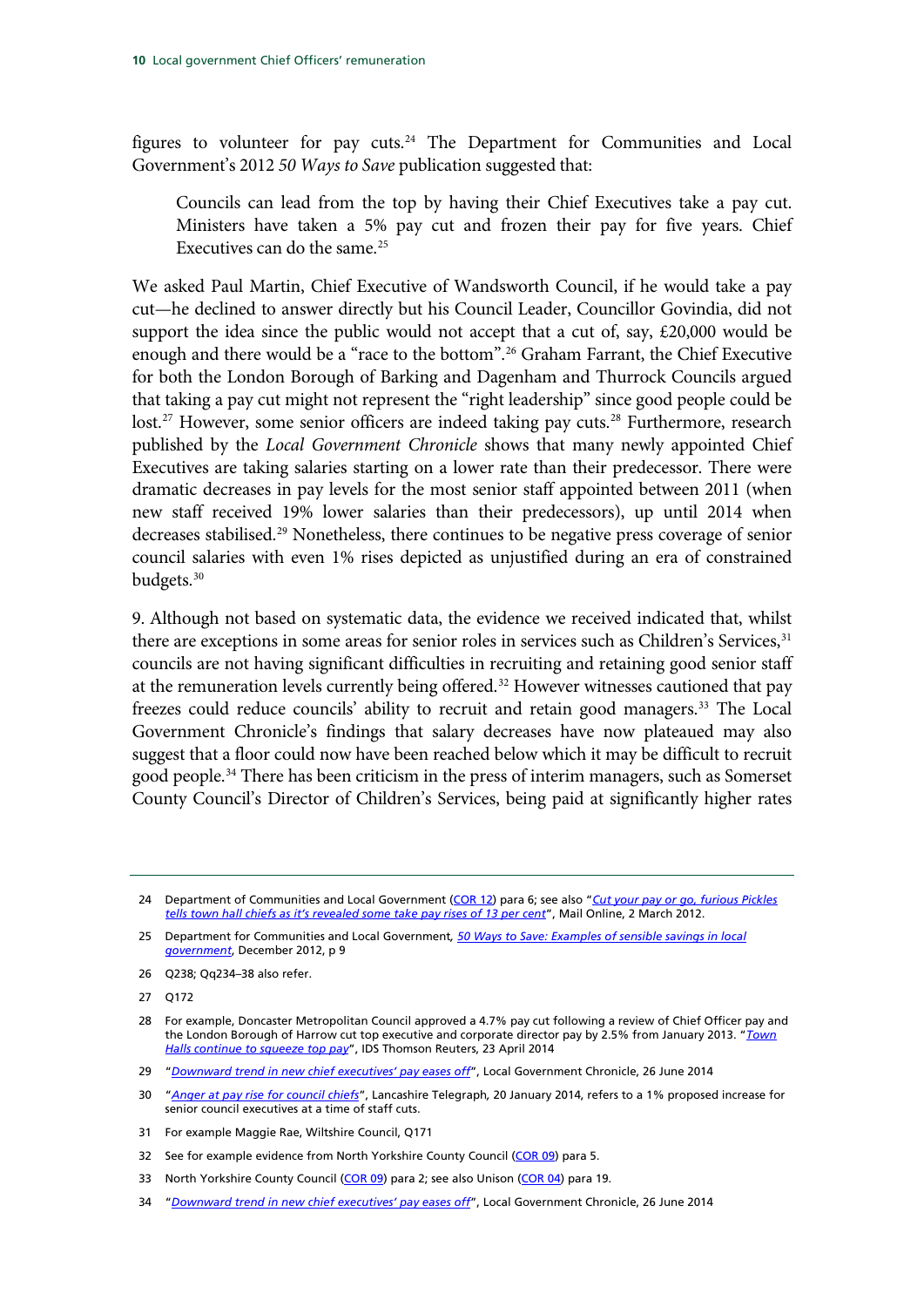figures to volunteer for pay cuts.[24] The Department for Communities and Local Government's 2012 *50 Ways to Save* publication suggested that:

> Councils can lead from the top by having their Chief Executives take a pay cut. Ministers have taken a 5% pay cut and frozen their pay for five years. Chief Executives can do the same.[25]

We asked Paul Martin, Chief Executive of Wandsworth Council, if he would take a pay cut—he declined to answer directly but his Council Leader, Councillor Govindia, did not support the idea since the public would not accept that a cut of, say, £20,000 would be enough and there would be a "race to the bottom".[26] Graham Farrant, the Chief Executive for both the London Borough of Barking and Dagenham and Thurrock Councils argued that taking a pay cut might not represent the "right leadership" since good people could be lost.[27] However, some senior officers are indeed taking pay cuts.[28] Furthermore, research published by the *Local Government Chronicle* shows that many newly appointed Chief Executives are taking salaries starting on a lower rate than their predecessor. There were dramatic decreases in pay levels for the most senior staff appointed between 2011 (when new staff received 19% lower salaries than their predecessors), up until 2014 when decreases stabilised.[29] Nonetheless, there continues to be negative press coverage of senior council salaries with even 1% rises depicted as unjustified during an era of constrained budgets.[30]

9. Although not based on systematic data, the evidence we received indicated that, whilst there are exceptions in some areas for senior roles in services such as Children's Services,[31] councils are not having significant difficulties in recruiting and retaining good senior staff at the remuneration levels currently being offered.[32] However witnesses cautioned that pay freezes could reduce councils' ability to recruit and retain good managers.[33] The Local Government Chronicle's findings that salary decreases have now plateaued may also suggest that a floor could now have been reached below which it may be difficult to recruit good people.[34] There has been criticism in the press of interim managers, such as Somerset County Council's Director of Children's Services, being paid at significantly higher rates

---

24 Department of Communities and Local Government (COR 12) para 6; see also "*Cut your pay or go, furious Pickles tells town hall chiefs as it's revealed some take pay rises of 13 per cent*", Mail Online, 2 March 2012.

25 Department for Communities and Local Government, *50 Ways to Save: Examples of sensible savings in local government*, December 2012, p 9

26 Q238; Qq234–38 also refer.

27 Q172

28 For example, Doncaster Metropolitan Council approved a 4.7% pay cut following a review of Chief Officer pay and the London Borough of Harrow cut top executive and corporate director pay by 2.5% from January 2013. "*Town Halls continue to squeeze top pay*", IDS Thomson Reuters, 23 April 2014

29 "*Downward trend in new chief executives' pay eases off*", Local Government Chronicle, 26 June 2014

30 "*Anger at pay rise for council chiefs*", Lancashire Telegraph, 20 January 2014, refers to a 1% proposed increase for senior council executives at a time of staff cuts.

31 For example Maggie Rae, Wiltshire Council, Q171

32 See for example evidence from North Yorkshire County Council (COR 09) para 5.

33 North Yorkshire County Council (COR 09) para 2; see also Unison (COR 04) para 19.

34 "*Downward trend in new chief executives' pay eases off*", Local Government Chronicle, 26 June 2014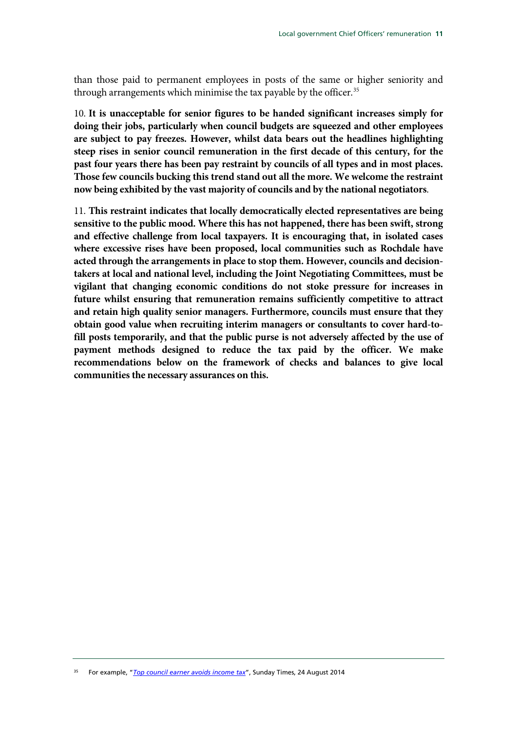than those paid to permanent employees in posts of the same or higher seniority and through arrangements which minimise the tax payable by the officer.[35]

10. **It is unacceptable for senior figures to be handed significant increases simply for doing their jobs, particularly when council budgets are squeezed and other employees are subject to pay freezes. However, whilst data bears out the headlines highlighting steep rises in senior council remuneration in the first decade of this century, for the past four years there has been pay restraint by councils of all types and in most places. Those few councils bucking this trend stand out all the more. We welcome the restraint now being exhibited by the vast majority of councils and by the national negotiators**.

11. **This restraint indicates that locally democratically elected representatives are being sensitive to the public mood. Where this has not happened, there has been swift, strong and effective challenge from local taxpayers. It is encouraging that, in isolated cases where excessive rises have been proposed, local communities such as Rochdale have acted through the arrangements in place to stop them. However, councils and decision-takers at local and national level, including the Joint Negotiating Committees, must be vigilant that changing economic conditions do not stoke pressure for increases in future whilst ensuring that remuneration remains sufficiently competitive to attract and retain high quality senior managers. Furthermore, councils must ensure that they obtain good value when recruiting interim managers or consultants to cover hard-to-fill posts temporarily, and that the public purse is not adversely affected by the use of payment methods designed to reduce the tax paid by the officer. We make recommendations below on the framework of checks and balances to give local communities the necessary assurances on this.**

[35] For example, "*Top council earner avoids income tax*", Sunday Times, 24 August 2014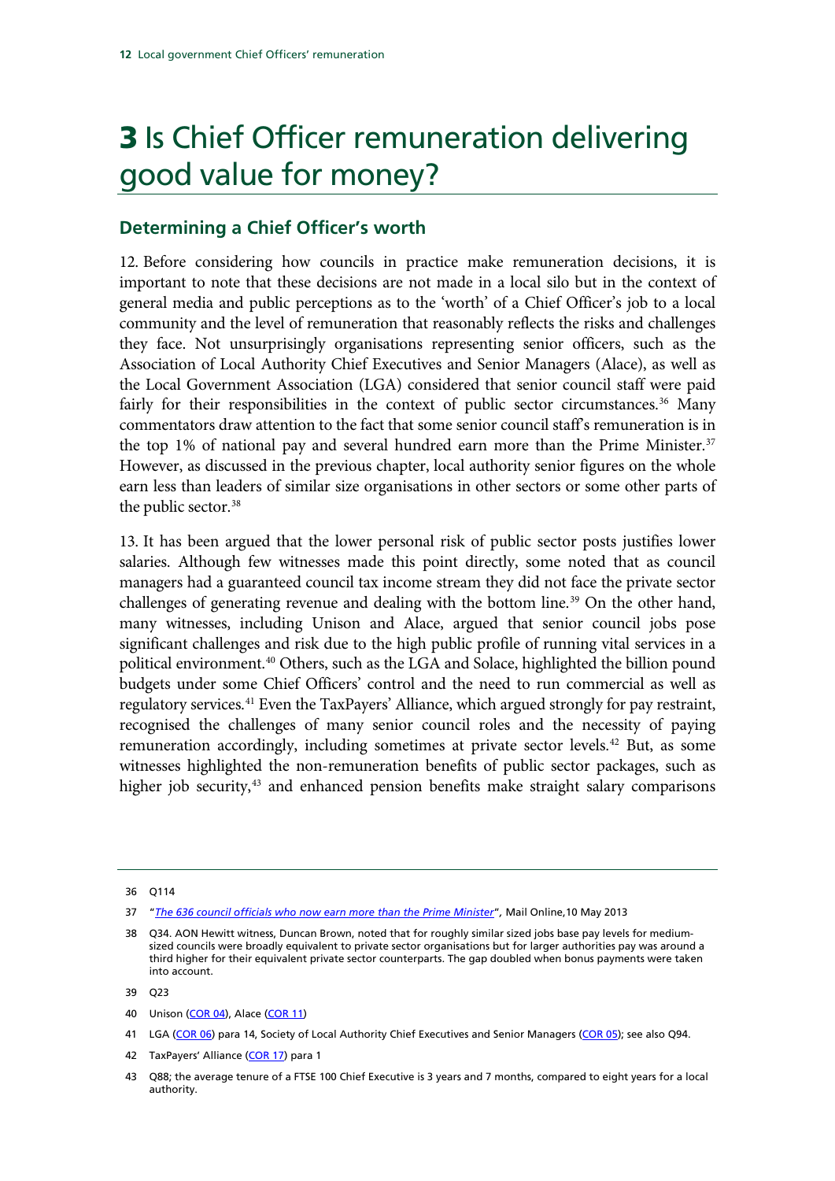# 3 Is Chief Officer remuneration delivering good value for money?

## Determining a Chief Officer's worth

12. Before considering how councils in practice make remuneration decisions, it is important to note that these decisions are not made in a local silo but in the context of general media and public perceptions as to the 'worth' of a Chief Officer's job to a local community and the level of remuneration that reasonably reflects the risks and challenges they face. Not unsurprisingly organisations representing senior officers, such as the Association of Local Authority Chief Executives and Senior Managers (Alace), as well as the Local Government Association (LGA) considered that senior council staff were paid fairly for their responsibilities in the context of public sector circumstances.[36] Many commentators draw attention to the fact that some senior council staff's remuneration is in the top 1% of national pay and several hundred earn more than the Prime Minister.[37] However, as discussed in the previous chapter, local authority senior figures on the whole earn less than leaders of similar size organisations in other sectors or some other parts of the public sector.[38]

13. It has been argued that the lower personal risk of public sector posts justifies lower salaries. Although few witnesses made this point directly, some noted that as council managers had a guaranteed council tax income stream they did not face the private sector challenges of generating revenue and dealing with the bottom line.[39] On the other hand, many witnesses, including Unison and Alace, argued that senior council jobs pose significant challenges and risk due to the high public profile of running vital services in a political environment.[40] Others, such as the LGA and Solace, highlighted the billion pound budgets under some Chief Officers' control and the need to run commercial as well as regulatory services.[41] Even the TaxPayers' Alliance, which argued strongly for pay restraint, recognised the challenges of many senior council roles and the necessity of paying remuneration accordingly, including sometimes at private sector levels.[42] But, as some witnesses highlighted the non-remuneration benefits of public sector packages, such as higher job security,[43] and enhanced pension benefits make straight salary comparisons

---

36 Q114

37 "*The 636 council officials who now earn more than the Prime Minister*", Mail Online,10 May 2013

38 Q34. AON Hewitt witness, Duncan Brown, noted that for roughly similar sized jobs base pay levels for medium-sized councils were broadly equivalent to private sector organisations but for larger authorities pay was around a third higher for their equivalent private sector counterparts. The gap doubled when bonus payments were taken into account.

39 Q23

40 Unison (COR 04), Alace (COR 11)

41 LGA (COR 06) para 14, Society of Local Authority Chief Executives and Senior Managers (COR 05); see also Q94.

42 TaxPayers' Alliance (COR 17) para 1

43 Q88; the average tenure of a FTSE 100 Chief Executive is 3 years and 7 months, compared to eight years for a local authority.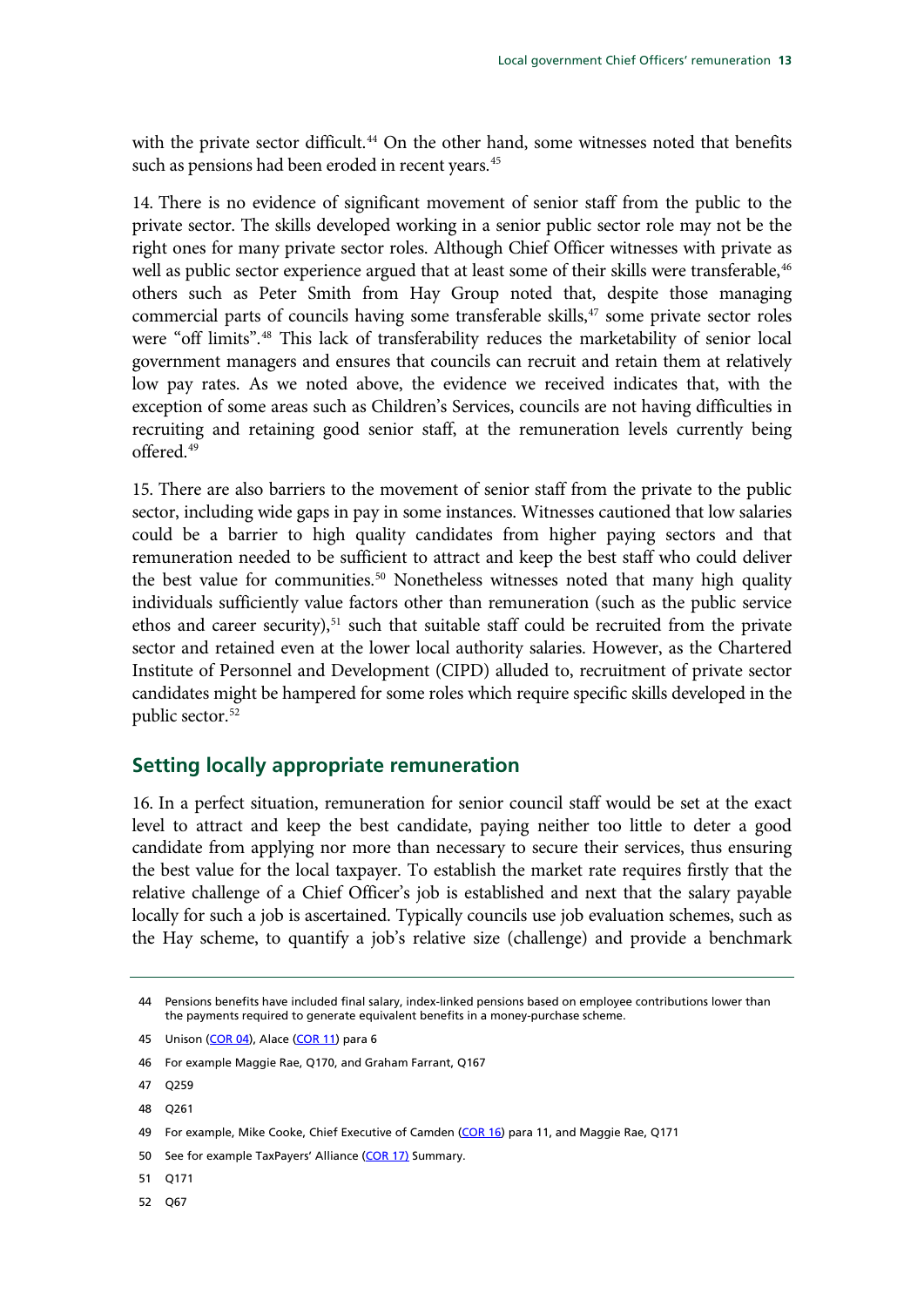with the private sector difficult.[44] On the other hand, some witnesses noted that benefits such as pensions had been eroded in recent years.[45]

14. There is no evidence of significant movement of senior staff from the public to the private sector. The skills developed working in a senior public sector role may not be the right ones for many private sector roles. Although Chief Officer witnesses with private as well as public sector experience argued that at least some of their skills were transferable,[46] others such as Peter Smith from Hay Group noted that, despite those managing commercial parts of councils having some transferable skills,[47] some private sector roles were "off limits".[48] This lack of transferability reduces the marketability of senior local government managers and ensures that councils can recruit and retain them at relatively low pay rates. As we noted above, the evidence we received indicates that, with the exception of some areas such as Children's Services, councils are not having difficulties in recruiting and retaining good senior staff, at the remuneration levels currently being offered.[49]

15. There are also barriers to the movement of senior staff from the private to the public sector, including wide gaps in pay in some instances. Witnesses cautioned that low salaries could be a barrier to high quality candidates from higher paying sectors and that remuneration needed to be sufficient to attract and keep the best staff who could deliver the best value for communities.[50] Nonetheless witnesses noted that many high quality individuals sufficiently value factors other than remuneration (such as the public service ethos and career security),[51] such that suitable staff could be recruited from the private sector and retained even at the lower local authority salaries. However, as the Chartered Institute of Personnel and Development (CIPD) alluded to, recruitment of private sector candidates might be hampered for some roles which require specific skills developed in the public sector.[52]

## Setting locally appropriate remuneration

16. In a perfect situation, remuneration for senior council staff would be set at the exact level to attract and keep the best candidate, paying neither too little to deter a good candidate from applying nor more than necessary to secure their services, thus ensuring the best value for the local taxpayer. To establish the market rate requires firstly that the relative challenge of a Chief Officer's job is established and next that the salary payable locally for such a job is ascertained. Typically councils use job evaluation schemes, such as the Hay scheme, to quantify a job's relative size (challenge) and provide a benchmark

---

44 Pensions benefits have included final salary, index-linked pensions based on employee contributions lower than the payments required to generate equivalent benefits in a money-purchase scheme.

45 Unison (COR 04), Alace (COR 11) para 6

46 For example Maggie Rae, Q170, and Graham Farrant, Q167

47 Q259

48 Q261

49 For example, Mike Cooke, Chief Executive of Camden (COR 16) para 11, and Maggie Rae, Q171

50 See for example TaxPayers' Alliance (COR 17) Summary.

51 Q171

52 Q67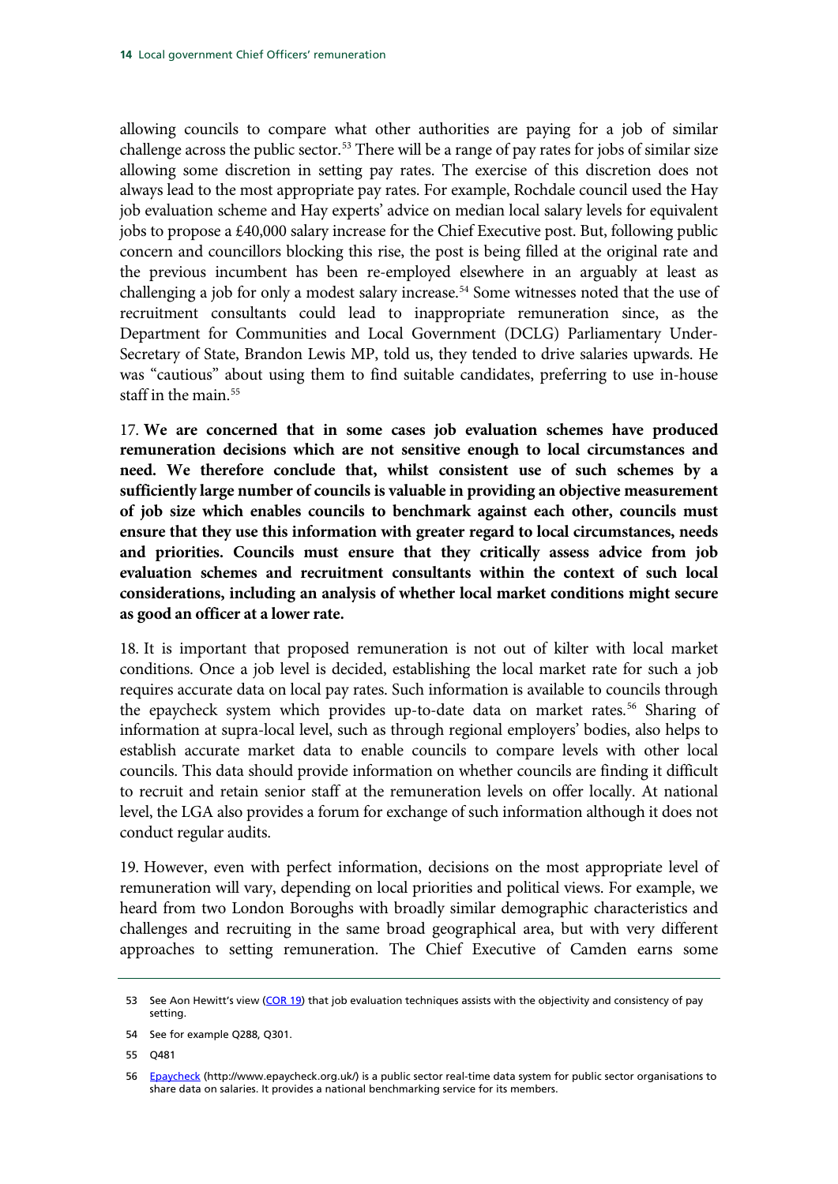allowing councils to compare what other authorities are paying for a job of similar challenge across the public sector.[53] There will be a range of pay rates for jobs of similar size allowing some discretion in setting pay rates. The exercise of this discretion does not always lead to the most appropriate pay rates. For example, Rochdale council used the Hay job evaluation scheme and Hay experts' advice on median local salary levels for equivalent jobs to propose a £40,000 salary increase for the Chief Executive post. But, following public concern and councillors blocking this rise, the post is being filled at the original rate and the previous incumbent has been re-employed elsewhere in an arguably at least as challenging a job for only a modest salary increase.[54] Some witnesses noted that the use of recruitment consultants could lead to inappropriate remuneration since, as the Department for Communities and Local Government (DCLG) Parliamentary Under-Secretary of State, Brandon Lewis MP, told us, they tended to drive salaries upwards. He was "cautious" about using them to find suitable candidates, preferring to use in-house staff in the main.[55]

17. **We are concerned that in some cases job evaluation schemes have produced remuneration decisions which are not sensitive enough to local circumstances and need. We therefore conclude that, whilst consistent use of such schemes by a sufficiently large number of councils is valuable in providing an objective measurement of job size which enables councils to benchmark against each other, councils must ensure that they use this information with greater regard to local circumstances, needs and priorities. Councils must ensure that they critically assess advice from job evaluation schemes and recruitment consultants within the context of such local considerations, including an analysis of whether local market conditions might secure as good an officer at a lower rate.**

18. It is important that proposed remuneration is not out of kilter with local market conditions. Once a job level is decided, establishing the local market rate for such a job requires accurate data on local pay rates. Such information is available to councils through the epaycheck system which provides up-to-date data on market rates.[56] Sharing of information at supra-local level, such as through regional employers' bodies, also helps to establish accurate market data to enable councils to compare levels with other local councils. This data should provide information on whether councils are finding it difficult to recruit and retain senior staff at the remuneration levels on offer locally. At national level, the LGA also provides a forum for exchange of such information although it does not conduct regular audits.

19. However, even with perfect information, decisions on the most appropriate level of remuneration will vary, depending on local priorities and political views. For example, we heard from two London Boroughs with broadly similar demographic characteristics and challenges and recruiting in the same broad geographical area, but with very different approaches to setting remuneration. The Chief Executive of Camden earns some

---

53 See Aon Hewitt's view (COR 19) that job evaluation techniques assists with the objectivity and consistency of pay setting.

54 See for example Q288, Q301.

55 Q481

56 Epaycheck (http://www.epaycheck.org.uk/) is a public sector real-time data system for public sector organisations to share data on salaries. It provides a national benchmarking service for its members.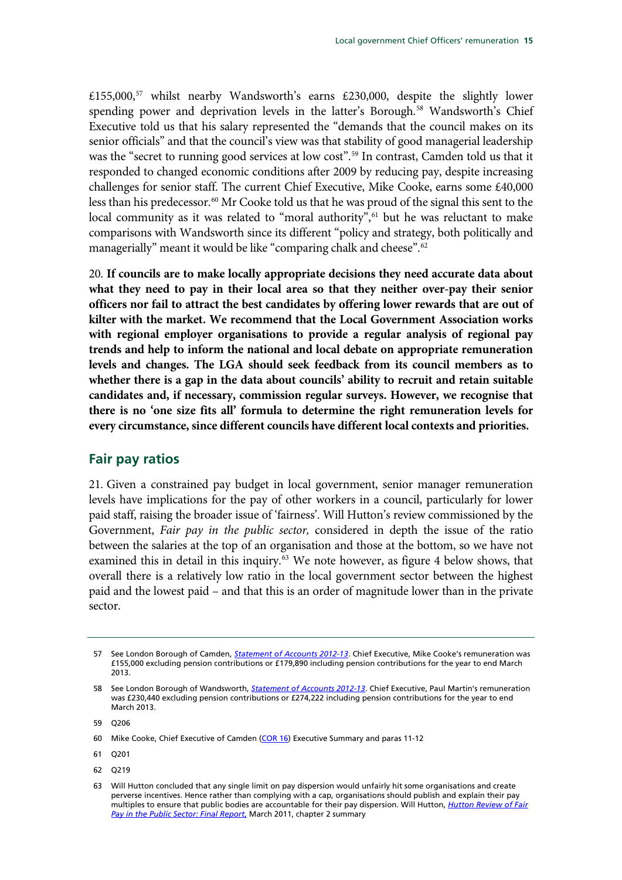£155,000,[57] whilst nearby Wandsworth's earns £230,000, despite the slightly lower spending power and deprivation levels in the latter's Borough.[58] Wandsworth's Chief Executive told us that his salary represented the "demands that the council makes on its senior officials" and that the council's view was that stability of good managerial leadership was the "secret to running good services at low cost".[59] In contrast, Camden told us that it responded to changed economic conditions after 2009 by reducing pay, despite increasing challenges for senior staff. The current Chief Executive, Mike Cooke, earns some £40,000 less than his predecessor.[60] Mr Cooke told us that he was proud of the signal this sent to the local community as it was related to "moral authority",[61] but he was reluctant to make comparisons with Wandsworth since its different "policy and strategy, both politically and managerially" meant it would be like "comparing chalk and cheese".[62]

20. **If councils are to make locally appropriate decisions they need accurate data about what they need to pay in their local area so that they neither over-pay their senior officers nor fail to attract the best candidates by offering lower rewards that are out of kilter with the market. We recommend that the Local Government Association works with regional employer organisations to provide a regular analysis of regional pay trends and help to inform the national and local debate on appropriate remuneration levels and changes. The LGA should seek feedback from its council members as to whether there is a gap in the data about councils' ability to recruit and retain suitable candidates and, if necessary, commission regular surveys. However, we recognise that there is no 'one size fits all' formula to determine the right remuneration levels for every circumstance, since different councils have different local contexts and priorities.**

## Fair pay ratios

21. Given a constrained pay budget in local government, senior manager remuneration levels have implications for the pay of other workers in a council, particularly for lower paid staff, raising the broader issue of 'fairness'. Will Hutton's review commissioned by the Government, *Fair pay in the public sector,* considered in depth the issue of the ratio between the salaries at the top of an organisation and those at the bottom, so we have not examined this in detail in this inquiry.[63] We note however, as figure 4 below shows, that overall there is a relatively low ratio in the local government sector between the highest paid and the lowest paid – and that this is an order of magnitude lower than in the private sector.

---

57 See London Borough of Camden, *Statement of Accounts 2012-13*. Chief Executive, Mike Cooke's remuneration was £155,000 excluding pension contributions or £179,890 including pension contributions for the year to end March 2013.

58 See London Borough of Wandsworth, *Statement of Accounts 2012-13*. Chief Executive, Paul Martin's remuneration was £230,440 excluding pension contributions or £274,222 including pension contributions for the year to end March 2013.

59 Q206

60 Mike Cooke, Chief Executive of Camden (COR 16) Executive Summary and paras 11-12

61 Q201

62 Q219

63 Will Hutton concluded that any single limit on pay dispersion would unfairly hit some organisations and create perverse incentives. Hence rather than complying with a cap, organisations should publish and explain their pay multiples to ensure that public bodies are accountable for their pay dispersion. Will Hutton, *Hutton Review of Fair Pay in the Public Sector: Final Report*, March 2011, chapter 2 summary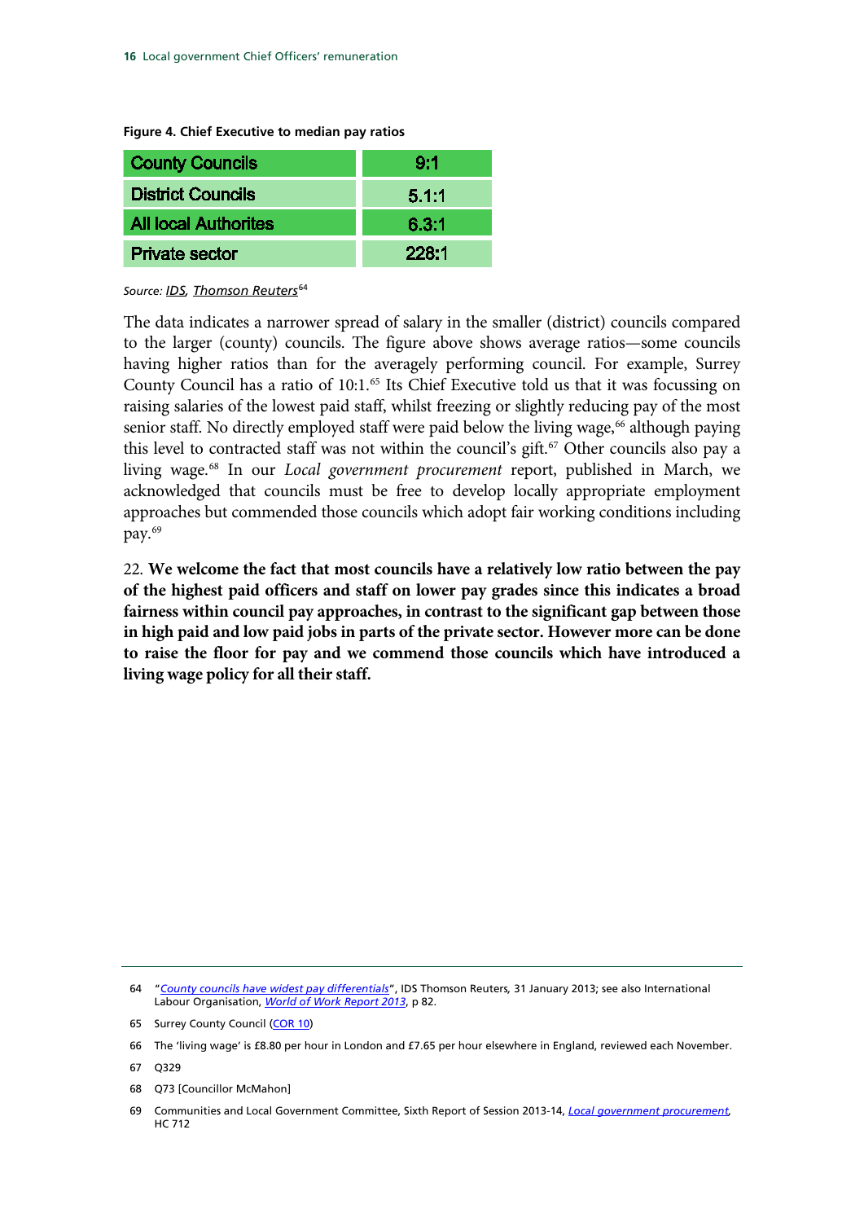**Figure 4. Chief Executive to median pay ratios**

| | |
|---|---|
| County Councils | 9:1 |
| District Councils | 5.1:1 |
| All local Authorites | 6.3:1 |
| Private sector | 228:1 |

*Source: IDS, Thomson Reuters*[64]

The data indicates a narrower spread of salary in the smaller (district) councils compared to the larger (county) councils. The figure above shows average ratios—some councils having higher ratios than for the averagely performing council. For example, Surrey County Council has a ratio of 10:1.[65] Its Chief Executive told us that it was focussing on raising salaries of the lowest paid staff, whilst freezing or slightly reducing pay of the most senior staff. No directly employed staff were paid below the living wage,[66] although paying this level to contracted staff was not within the council's gift.[67] Other councils also pay a living wage.[68] In our *Local government procurement* report, published in March, we acknowledged that councils must be free to develop locally appropriate employment approaches but commended those councils which adopt fair working conditions including pay.[69]

22. **We welcome the fact that most councils have a relatively low ratio between the pay of the highest paid officers and staff on lower pay grades since this indicates a broad fairness within council pay approaches, in contrast to the significant gap between those in high paid and low paid jobs in parts of the private sector. However more can be done to raise the floor for pay and we commend those councils which have introduced a living wage policy for all their staff.**

---

64 "*County councils have widest pay differentials*", IDS Thomson Reuters, 31 January 2013; see also International Labour Organisation, *World of Work Report 2013*, p 82.

65 Surrey County Council (COR 10)

66 The 'living wage' is £8.80 per hour in London and £7.65 per hour elsewhere in England, reviewed each November.

67 Q329

68 Q73 [Councillor McMahon]

69 Communities and Local Government Committee, Sixth Report of Session 2013-14, *Local government procurement*, HC 712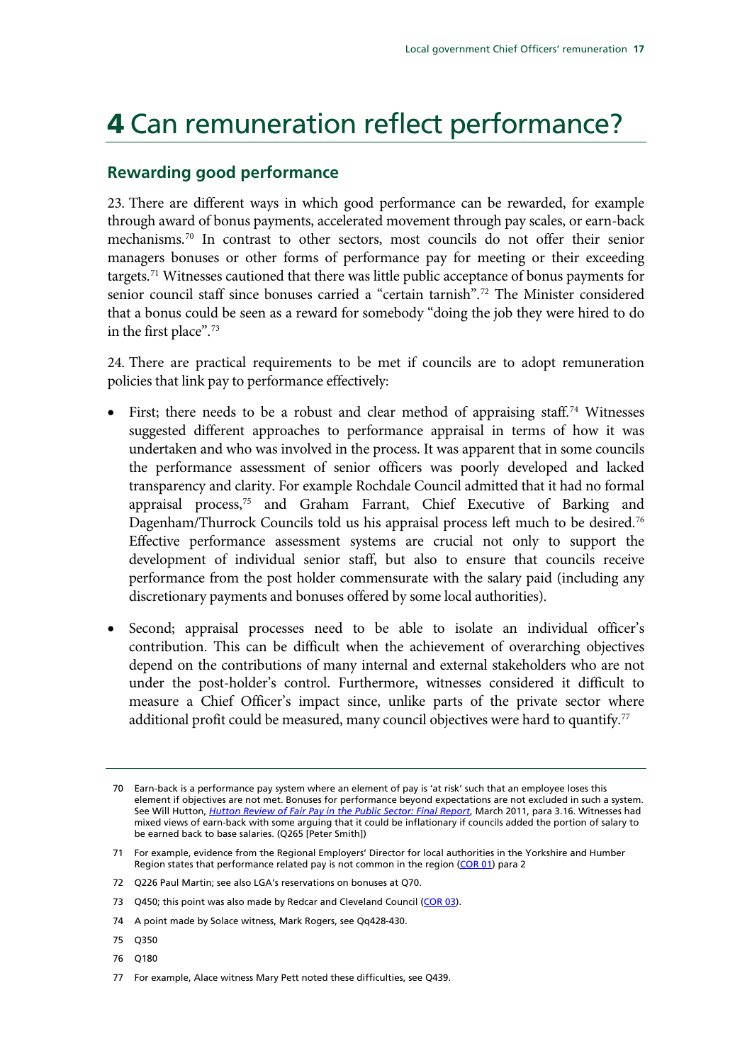# 4 Can remuneration reflect performance?

## Rewarding good performance

23. There are different ways in which good performance can be rewarded, for example through award of bonus payments, accelerated movement through pay scales, or earn-back mechanisms.[70] In contrast to other sectors, most councils do not offer their senior managers bonuses or other forms of performance pay for meeting or their exceeding targets.[71] Witnesses cautioned that there was little public acceptance of bonus payments for senior council staff since bonuses carried a "certain tarnish".[72] The Minister considered that a bonus could be seen as a reward for somebody "doing the job they were hired to do in the first place".[73]

24. There are practical requirements to be met if councils are to adopt remuneration policies that link pay to performance effectively:

- First; there needs to be a robust and clear method of appraising staff.[74] Witnesses suggested different approaches to performance appraisal in terms of how it was undertaken and who was involved in the process. It was apparent that in some councils the performance assessment of senior officers was poorly developed and lacked transparency and clarity. For example Rochdale Council admitted that it had no formal appraisal process,[75] and Graham Farrant, Chief Executive of Barking and Dagenham/Thurrock Councils told us his appraisal process left much to be desired.[76] Effective performance assessment systems are crucial not only to support the development of individual senior staff, but also to ensure that councils receive performance from the post holder commensurate with the salary paid (including any discretionary payments and bonuses offered by some local authorities).

- Second; appraisal processes need to be able to isolate an individual officer's contribution. This can be difficult when the achievement of overarching objectives depend on the contributions of many internal and external stakeholders who are not under the post-holder's control. Furthermore, witnesses considered it difficult to measure a Chief Officer's impact since, unlike parts of the private sector where additional profit could be measured, many council objectives were hard to quantify.[77]

---

70 Earn-back is a performance pay system where an element of pay is 'at risk' such that an employee loses this element if objectives are not met. Bonuses for performance beyond expectations are not excluded in such a system. See Will Hutton, *Hutton Review of Fair Pay in the Public Sector: Final Report*, March 2011, para 3.16. Witnesses had mixed views of earn-back with some arguing that it could be inflationary if councils added the portion of salary to be earned back to base salaries. (Q265 [Peter Smith])

71 For example, evidence from the Regional Employers' Director for local authorities in the Yorkshire and Humber Region states that performance related pay is not common in the region (COR 01) para 2

72 Q226 Paul Martin; see also LGA's reservations on bonuses at Q70.

73 Q450; this point was also made by Redcar and Cleveland Council (COR 03).

74 A point made by Solace witness, Mark Rogers, see Qq428-430.

75 Q350

76 Q180

77 For example, Alace witness Mary Pett noted these difficulties, see Q439.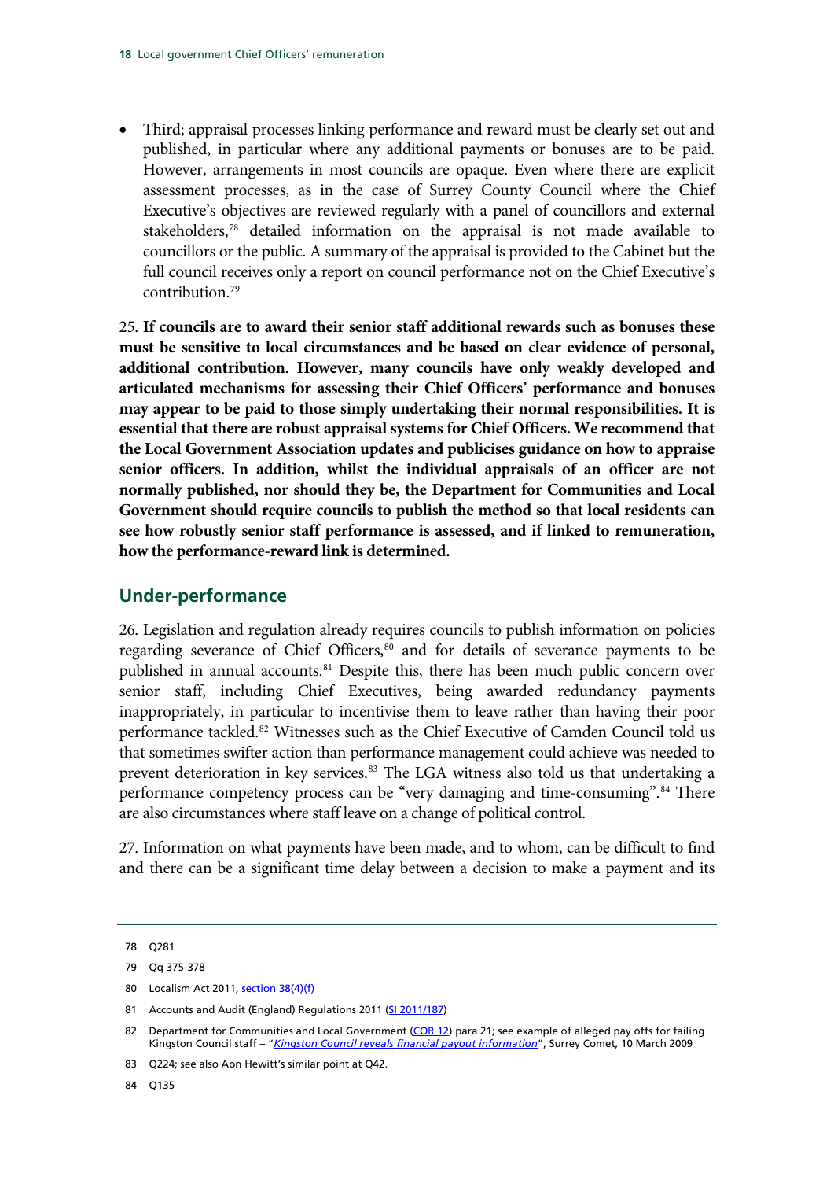- Third; appraisal processes linking performance and reward must be clearly set out and published, in particular where any additional payments or bonuses are to be paid. However, arrangements in most councils are opaque. Even where there are explicit assessment processes, as in the case of Surrey County Council where the Chief Executive's objectives are reviewed regularly with a panel of councillors and external stakeholders,[78] detailed information on the appraisal is not made available to councillors or the public. A summary of the appraisal is provided to the Cabinet but the full council receives only a report on council performance not on the Chief Executive's contribution.[79]

25. **If councils are to award their senior staff additional rewards such as bonuses these must be sensitive to local circumstances and be based on clear evidence of personal, additional contribution. However, many councils have only weakly developed and articulated mechanisms for assessing their Chief Officers' performance and bonuses may appear to be paid to those simply undertaking their normal responsibilities. It is essential that there are robust appraisal systems for Chief Officers. We recommend that the Local Government Association updates and publicises guidance on how to appraise senior officers. In addition, whilst the individual appraisals of an officer are not normally published, nor should they be, the Department for Communities and Local Government should require councils to publish the method so that local residents can see how robustly senior staff performance is assessed, and if linked to remuneration, how the performance-reward link is determined.**

## Under-performance

26. Legislation and regulation already requires councils to publish information on policies regarding severance of Chief Officers,[80] and for details of severance payments to be published in annual accounts.[81] Despite this, there has been much public concern over senior staff, including Chief Executives, being awarded redundancy payments inappropriately, in particular to incentivise them to leave rather than having their poor performance tackled.[82] Witnesses such as the Chief Executive of Camden Council told us that sometimes swifter action than performance management could achieve was needed to prevent deterioration in key services.[83] The LGA witness also told us that undertaking a performance competency process can be "very damaging and time-consuming".[84] There are also circumstances where staff leave on a change of political control.

27. Information on what payments have been made, and to whom, can be difficult to find and there can be a significant time delay between a decision to make a payment and its

---

78 Q281

79 Qq 375-378

80 Localism Act 2011, section 38(4)(f)

81 Accounts and Audit (England) Regulations 2011 (SI 2011/187)

82 Department for Communities and Local Government (COR 12) para 21; see example of alleged pay offs for failing Kingston Council staff – "*Kingston Council reveals financial payout information*", Surrey Comet, 10 March 2009

83 Q224; see also Aon Hewitt's similar point at Q42.

84 Q135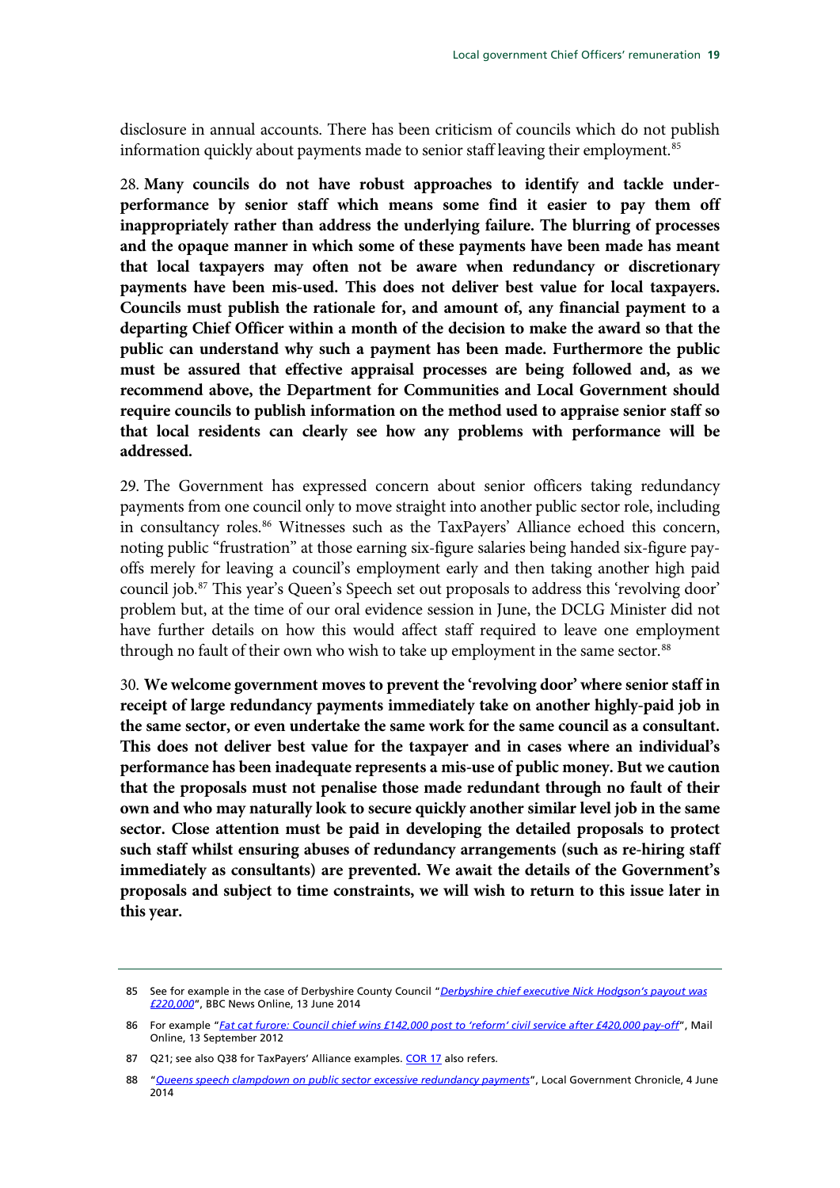disclosure in annual accounts. There has been criticism of councils which do not publish information quickly about payments made to senior staff leaving their employment.[85]

28. **Many councils do not have robust approaches to identify and tackle under-performance by senior staff which means some find it easier to pay them off inappropriately rather than address the underlying failure. The blurring of processes and the opaque manner in which some of these payments have been made has meant that local taxpayers may often not be aware when redundancy or discretionary payments have been mis-used. This does not deliver best value for local taxpayers. Councils must publish the rationale for, and amount of, any financial payment to a departing Chief Officer within a month of the decision to make the award so that the public can understand why such a payment has been made. Furthermore the public must be assured that effective appraisal processes are being followed and, as we recommend above, the Department for Communities and Local Government should require councils to publish information on the method used to appraise senior staff so that local residents can clearly see how any problems with performance will be addressed.**

29. The Government has expressed concern about senior officers taking redundancy payments from one council only to move straight into another public sector role, including in consultancy roles.[86] Witnesses such as the TaxPayers' Alliance echoed this concern, noting public "frustration" at those earning six-figure salaries being handed six-figure pay-offs merely for leaving a council's employment early and then taking another high paid council job.[87] This year's Queen's Speech set out proposals to address this 'revolving door' problem but, at the time of our oral evidence session in June, the DCLG Minister did not have further details on how this would affect staff required to leave one employment through no fault of their own who wish to take up employment in the same sector.[88]

30. **We welcome government moves to prevent the 'revolving door' where senior staff in receipt of large redundancy payments immediately take on another highly-paid job in the same sector, or even undertake the same work for the same council as a consultant. This does not deliver best value for the taxpayer and in cases where an individual's performance has been inadequate represents a mis-use of public money. But we caution that the proposals must not penalise those made redundant through no fault of their own and who may naturally look to secure quickly another similar level job in the same sector. Close attention must be paid in developing the detailed proposals to protect such staff whilst ensuring abuses of redundancy arrangements (such as re-hiring staff immediately as consultants) are prevented. We await the details of the Government's proposals and subject to time constraints, we will wish to return to this issue later in this year.**

---

85 See for example in the case of Derbyshire County Council "*Derbyshire chief executive Nick Hodgson's payout was £220,000*", BBC News Online, 13 June 2014

86 For example "*Fat cat furore: Council chief wins £142,000 post to 'reform' civil service after £420,000 pay-off*", Mail Online, 13 September 2012

87 Q21; see also Q38 for TaxPayers' Alliance examples. COR 17 also refers.

88 "*Queens speech clampdown on public sector excessive redundancy payments*", Local Government Chronicle, 4 June 2014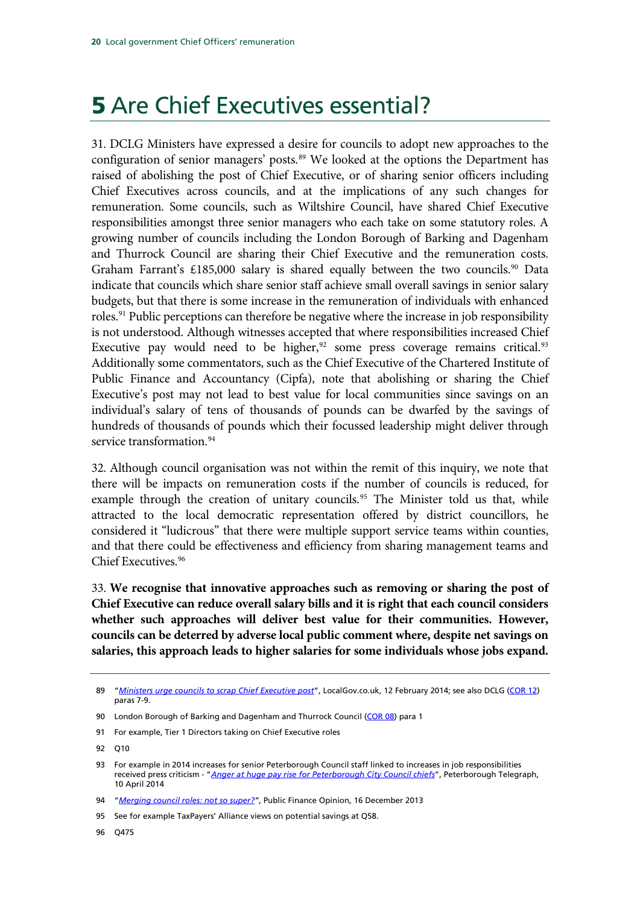# 5 Are Chief Executives essential?

31. DCLG Ministers have expressed a desire for councils to adopt new approaches to the configuration of senior managers' posts.[89] We looked at the options the Department has raised of abolishing the post of Chief Executive, or of sharing senior officers including Chief Executives across councils, and at the implications of any such changes for remuneration. Some councils, such as Wiltshire Council, have shared Chief Executive responsibilities amongst three senior managers who each take on some statutory roles. A growing number of councils including the London Borough of Barking and Dagenham and Thurrock Council are sharing their Chief Executive and the remuneration costs. Graham Farrant's £185,000 salary is shared equally between the two councils.[90] Data indicate that councils which share senior staff achieve small overall savings in senior salary budgets, but that there is some increase in the remuneration of individuals with enhanced roles.[91] Public perceptions can therefore be negative where the increase in job responsibility is not understood. Although witnesses accepted that where responsibilities increased Chief Executive pay would need to be higher,[92] some press coverage remains critical.[93] Additionally some commentators, such as the Chief Executive of the Chartered Institute of Public Finance and Accountancy (Cipfa), note that abolishing or sharing the Chief Executive's post may not lead to best value for local communities since savings on an individual's salary of tens of thousands of pounds can be dwarfed by the savings of hundreds of thousands of pounds which their focussed leadership might deliver through service transformation.[94]

32. Although council organisation was not within the remit of this inquiry, we note that there will be impacts on remuneration costs if the number of councils is reduced, for example through the creation of unitary councils.[95] The Minister told us that, while attracted to the local democratic representation offered by district councillors, he considered it "ludicrous" that there were multiple support service teams within counties, and that there could be effectiveness and efficiency from sharing management teams and Chief Executives.[96]

33. **We recognise that innovative approaches such as removing or sharing the post of Chief Executive can reduce overall salary bills and it is right that each council considers whether such approaches will deliver best value for their communities. However, councils can be deterred by adverse local public comment where, despite net savings on salaries, this approach leads to higher salaries for some individuals whose jobs expand.**

---

89 "*Ministers urge councils to scrap Chief Executive post*", LocalGov.co.uk, 12 February 2014; see also DCLG (COR 12) paras 7-9.

90 London Borough of Barking and Dagenham and Thurrock Council (COR 08) para 1

91 For example, Tier 1 Directors taking on Chief Executive roles

92 Q10

93 For example in 2014 increases for senior Peterborough Council staff linked to increases in job responsibilities received press criticism - "*Anger at huge pay rise for Peterborough City Council chiefs*", Peterborough Telegraph, 10 April 2014

94 "*Merging council roles: not so super?*", Public Finance Opinion, 16 December 2013

95 See for example TaxPayers' Alliance views on potential savings at Q58.

96 Q475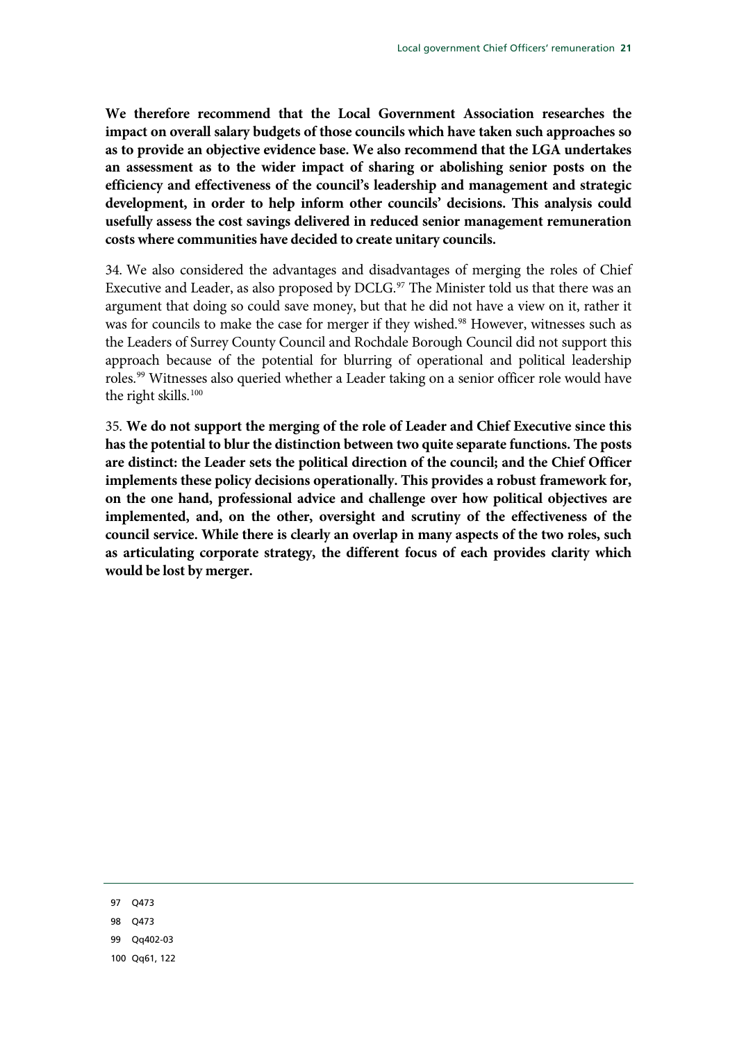**We therefore recommend that the Local Government Association researches the impact on overall salary budgets of those councils which have taken such approaches so as to provide an objective evidence base. We also recommend that the LGA undertakes an assessment as to the wider impact of sharing or abolishing senior posts on the efficiency and effectiveness of the council's leadership and management and strategic development, in order to help inform other councils' decisions. This analysis could usefully assess the cost savings delivered in reduced senior management remuneration costs where communities have decided to create unitary councils.**

34. We also considered the advantages and disadvantages of merging the roles of Chief Executive and Leader, as also proposed by DCLG.[97] The Minister told us that there was an argument that doing so could save money, but that he did not have a view on it, rather it was for councils to make the case for merger if they wished.[98] However, witnesses such as the Leaders of Surrey County Council and Rochdale Borough Council did not support this approach because of the potential for blurring of operational and political leadership roles.[99] Witnesses also queried whether a Leader taking on a senior officer role would have the right skills.[100]

35. **We do not support the merging of the role of Leader and Chief Executive since this has the potential to blur the distinction between two quite separate functions. The posts are distinct: the Leader sets the political direction of the council; and the Chief Officer implements these policy decisions operationally. This provides a robust framework for, on the one hand, professional advice and challenge over how political objectives are implemented, and, on the other, oversight and scrutiny of the effectiveness of the council service. While there is clearly an overlap in many aspects of the two roles, such as articulating corporate strategy, the different focus of each provides clarity which would be lost by merger.**

---

97 Q473

98 Q473

99 Qq402-03

100 Qq61, 122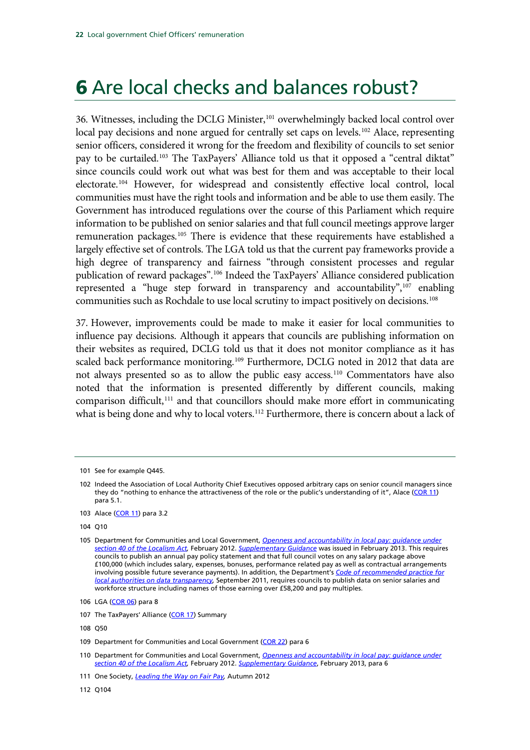# 6 Are local checks and balances robust?

36. Witnesses, including the DCLG Minister,[101] overwhelmingly backed local control over local pay decisions and none argued for centrally set caps on levels.[102] Alace, representing senior officers, considered it wrong for the freedom and flexibility of councils to set senior pay to be curtailed.[103] The TaxPayers' Alliance told us that it opposed a "central diktat" since councils could work out what was best for them and was acceptable to their local electorate.[104] However, for widespread and consistently effective local control, local communities must have the right tools and information and be able to use them easily. The Government has introduced regulations over the course of this Parliament which require information to be published on senior salaries and that full council meetings approve larger remuneration packages.[105] There is evidence that these requirements have established a largely effective set of controls. The LGA told us that the current pay frameworks provide a high degree of transparency and fairness "through consistent processes and regular publication of reward packages".[106] Indeed the TaxPayers' Alliance considered publication represented a "huge step forward in transparency and accountability",[107] enabling communities such as Rochdale to use local scrutiny to impact positively on decisions.[108]

37. However, improvements could be made to make it easier for local communities to influence pay decisions. Although it appears that councils are publishing information on their websites as required, DCLG told us that it does not monitor compliance as it has scaled back performance monitoring.[109] Furthermore, DCLG noted in 2012 that data are not always presented so as to allow the public easy access.[110] Commentators have also noted that the information is presented differently by different councils, making comparison difficult,[111] and that councillors should make more effort in communicating what is being done and why to local voters.[112] Furthermore, there is concern about a lack of

---

101 See for example Q445.

102 Indeed the Association of Local Authority Chief Executives opposed arbitrary caps on senior council managers since they do "nothing to enhance the attractiveness of the role or the public's understanding of it", Alace (COR 11) para 5.1.

103 Alace (COR 11) para 3.2

104 Q10

105 Department for Communities and Local Government, *Openness and accountability in local pay: guidance under section 40 of the Localism Act*, February 2012. *Supplementary Guidance* was issued in February 2013. This requires councils to publish an annual pay policy statement and that full council votes on any salary package above £100,000 (which includes salary, expenses, bonuses, performance related pay as well as contractual arrangements involving possible future severance payments). In addition, the Department's *Code of recommended practice for local authorities on data transparency*, September 2011, requires councils to publish data on senior salaries and workforce structure including names of those earning over £58,200 and pay multiples.

106 LGA (COR 06) para 8

107 The TaxPayers' Alliance (COR 17) Summary

108 Q50

109 Department for Communities and Local Government (COR 22) para 6

110 Department for Communities and Local Government, *Openness and accountability in local pay: guidance under section 40 of the Localism Act*, February 2012. *Supplementary Guidance*, February 2013, para 6

111 One Society, *Leading the Way on Fair Pay*, Autumn 2012

112 Q104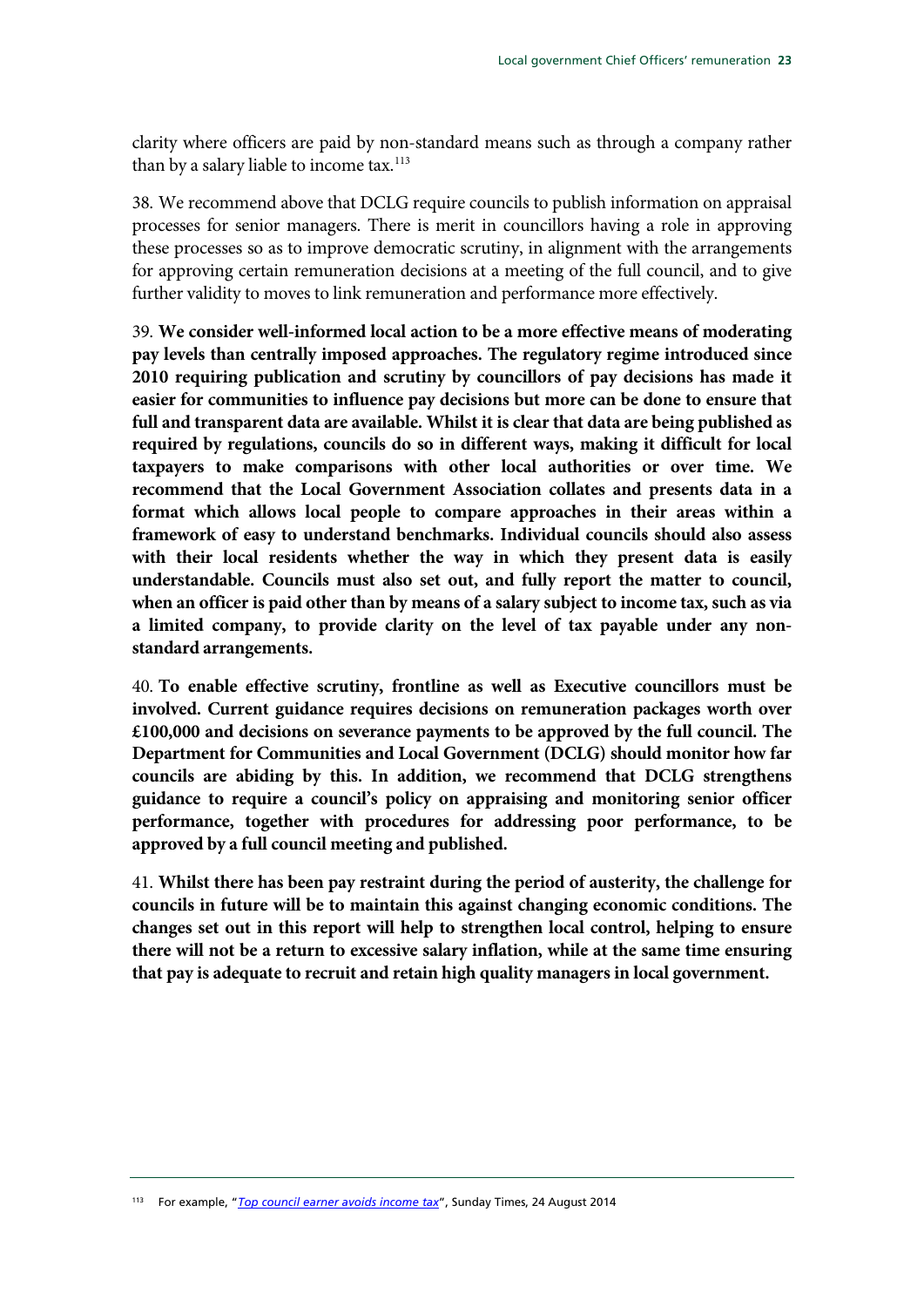clarity where officers are paid by non-standard means such as through a company rather than by a salary liable to income tax.[113]

38. We recommend above that DCLG require councils to publish information on appraisal processes for senior managers. There is merit in councillors having a role in approving these processes so as to improve democratic scrutiny, in alignment with the arrangements for approving certain remuneration decisions at a meeting of the full council, and to give further validity to moves to link remuneration and performance more effectively.

39. **We consider well-informed local action to be a more effective means of moderating pay levels than centrally imposed approaches. The regulatory regime introduced since 2010 requiring publication and scrutiny by councillors of pay decisions has made it easier for communities to influence pay decisions but more can be done to ensure that full and transparent data are available. Whilst it is clear that data are being published as required by regulations, councils do so in different ways, making it difficult for local taxpayers to make comparisons with other local authorities or over time. We recommend that the Local Government Association collates and presents data in a format which allows local people to compare approaches in their areas within a framework of easy to understand benchmarks. Individual councils should also assess with their local residents whether the way in which they present data is easily understandable. Councils must also set out, and fully report the matter to council, when an officer is paid other than by means of a salary subject to income tax, such as via a limited company, to provide clarity on the level of tax payable under any non-standard arrangements.**

40. **To enable effective scrutiny, frontline as well as Executive councillors must be involved. Current guidance requires decisions on remuneration packages worth over £100,000 and decisions on severance payments to be approved by the full council. The Department for Communities and Local Government (DCLG) should monitor how far councils are abiding by this. In addition, we recommend that DCLG strengthens guidance to require a council's policy on appraising and monitoring senior officer performance, together with procedures for addressing poor performance, to be approved by a full council meeting and published.**

41. **Whilst there has been pay restraint during the period of austerity, the challenge for councils in future will be to maintain this against changing economic conditions. The changes set out in this report will help to strengthen local control, helping to ensure there will not be a return to excessive salary inflation, while at the same time ensuring that pay is adequate to recruit and retain high quality managers in local government.**

---

[113] For example, "*Top council earner avoids income tax*", Sunday Times, 24 August 2014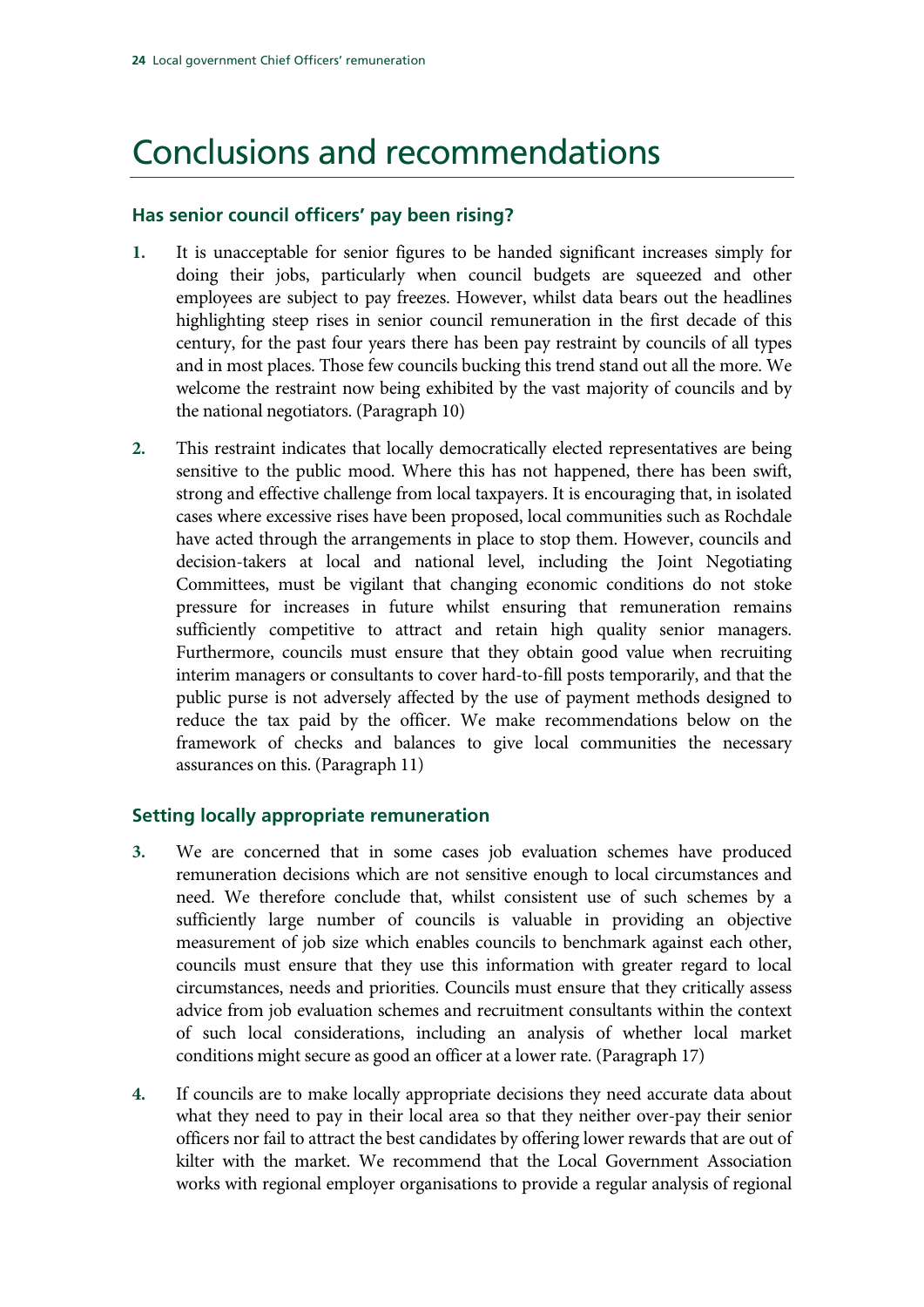# Conclusions and recommendations

### Has senior council officers' pay been rising?

1. It is unacceptable for senior figures to be handed significant increases simply for doing their jobs, particularly when council budgets are squeezed and other employees are subject to pay freezes. However, whilst data bears out the headlines highlighting steep rises in senior council remuneration in the first decade of this century, for the past four years there has been pay restraint by councils of all types and in most places. Those few councils bucking this trend stand out all the more. We welcome the restraint now being exhibited by the vast majority of councils and by the national negotiators. (Paragraph 10)

2. This restraint indicates that locally democratically elected representatives are being sensitive to the public mood. Where this has not happened, there has been swift, strong and effective challenge from local taxpayers. It is encouraging that, in isolated cases where excessive rises have been proposed, local communities such as Rochdale have acted through the arrangements in place to stop them. However, councils and decision-takers at local and national level, including the Joint Negotiating Committees, must be vigilant that changing economic conditions do not stoke pressure for increases in future whilst ensuring that remuneration remains sufficiently competitive to attract and retain high quality senior managers. Furthermore, councils must ensure that they obtain good value when recruiting interim managers or consultants to cover hard-to-fill posts temporarily, and that the public purse is not adversely affected by the use of payment methods designed to reduce the tax paid by the officer. We make recommendations below on the framework of checks and balances to give local communities the necessary assurances on this. (Paragraph 11)

### Setting locally appropriate remuneration

3. We are concerned that in some cases job evaluation schemes have produced remuneration decisions which are not sensitive enough to local circumstances and need. We therefore conclude that, whilst consistent use of such schemes by a sufficiently large number of councils is valuable in providing an objective measurement of job size which enables councils to benchmark against each other, councils must ensure that they use this information with greater regard to local circumstances, needs and priorities. Councils must ensure that they critically assess advice from job evaluation schemes and recruitment consultants within the context of such local considerations, including an analysis of whether local market conditions might secure as good an officer at a lower rate. (Paragraph 17)

4. If councils are to make locally appropriate decisions they need accurate data about what they need to pay in their local area so that they neither over-pay their senior officers nor fail to attract the best candidates by offering lower rewards that are out of kilter with the market. We recommend that the Local Government Association works with regional employer organisations to provide a regular analysis of regional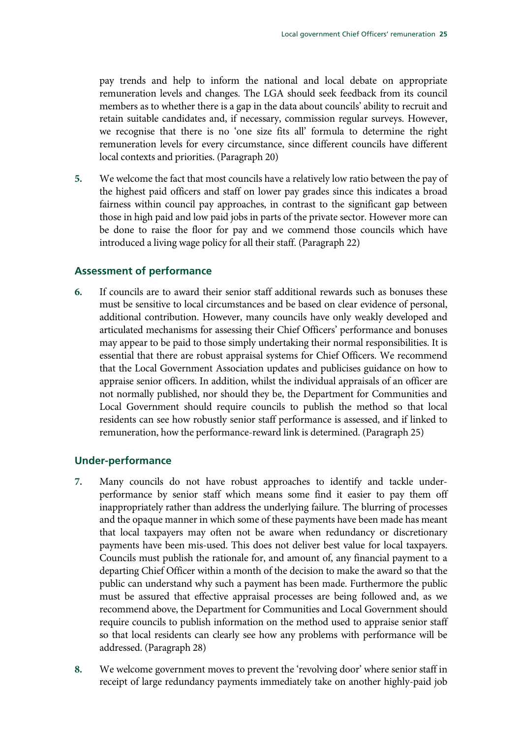pay trends and help to inform the national and local debate on appropriate remuneration levels and changes. The LGA should seek feedback from its council members as to whether there is a gap in the data about councils' ability to recruit and retain suitable candidates and, if necessary, commission regular surveys. However, we recognise that there is no 'one size fits all' formula to determine the right remuneration levels for every circumstance, since different councils have different local contexts and priorities. (Paragraph 20)

**5.** We welcome the fact that most councils have a relatively low ratio between the pay of the highest paid officers and staff on lower pay grades since this indicates a broad fairness within council pay approaches, in contrast to the significant gap between those in high paid and low paid jobs in parts of the private sector. However more can be done to raise the floor for pay and we commend those councils which have introduced a living wage policy for all their staff. (Paragraph 22)

### Assessment of performance

**6.** If councils are to award their senior staff additional rewards such as bonuses these must be sensitive to local circumstances and be based on clear evidence of personal, additional contribution. However, many councils have only weakly developed and articulated mechanisms for assessing their Chief Officers' performance and bonuses may appear to be paid to those simply undertaking their normal responsibilities. It is essential that there are robust appraisal systems for Chief Officers. We recommend that the Local Government Association updates and publicises guidance on how to appraise senior officers. In addition, whilst the individual appraisals of an officer are not normally published, nor should they be, the Department for Communities and Local Government should require councils to publish the method so that local residents can see how robustly senior staff performance is assessed, and if linked to remuneration, how the performance-reward link is determined. (Paragraph 25)

### Under-performance

**7.** Many councils do not have robust approaches to identify and tackle under-performance by senior staff which means some find it easier to pay them off inappropriately rather than address the underlying failure. The blurring of processes and the opaque manner in which some of these payments have been made has meant that local taxpayers may often not be aware when redundancy or discretionary payments have been mis-used. This does not deliver best value for local taxpayers. Councils must publish the rationale for, and amount of, any financial payment to a departing Chief Officer within a month of the decision to make the award so that the public can understand why such a payment has been made. Furthermore the public must be assured that effective appraisal processes are being followed and, as we recommend above, the Department for Communities and Local Government should require councils to publish information on the method used to appraise senior staff so that local residents can clearly see how any problems with performance will be addressed. (Paragraph 28)

**8.** We welcome government moves to prevent the 'revolving door' where senior staff in receipt of large redundancy payments immediately take on another highly-paid job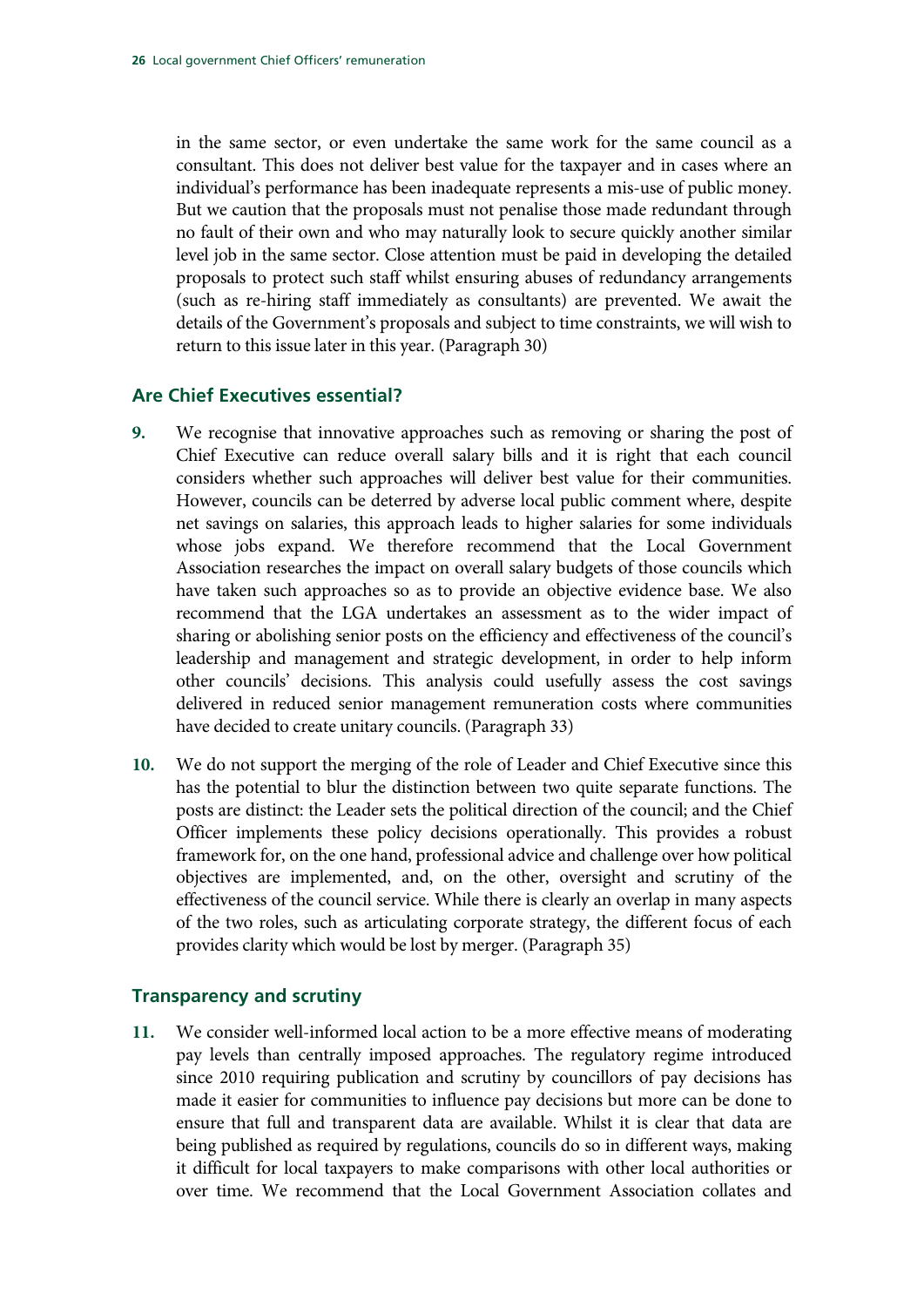in the same sector, or even undertake the same work for the same council as a consultant. This does not deliver best value for the taxpayer and in cases where an individual's performance has been inadequate represents a mis-use of public money. But we caution that the proposals must not penalise those made redundant through no fault of their own and who may naturally look to secure quickly another similar level job in the same sector. Close attention must be paid in developing the detailed proposals to protect such staff whilst ensuring abuses of redundancy arrangements (such as re-hiring staff immediately as consultants) are prevented. We await the details of the Government's proposals and subject to time constraints, we will wish to return to this issue later in this year. (Paragraph 30)

### Are Chief Executives essential?

**9.** We recognise that innovative approaches such as removing or sharing the post of Chief Executive can reduce overall salary bills and it is right that each council considers whether such approaches will deliver best value for their communities. However, councils can be deterred by adverse local public comment where, despite net savings on salaries, this approach leads to higher salaries for some individuals whose jobs expand. We therefore recommend that the Local Government Association researches the impact on overall salary budgets of those councils which have taken such approaches so as to provide an objective evidence base. We also recommend that the LGA undertakes an assessment as to the wider impact of sharing or abolishing senior posts on the efficiency and effectiveness of the council's leadership and management and strategic development, in order to help inform other councils' decisions. This analysis could usefully assess the cost savings delivered in reduced senior management remuneration costs where communities have decided to create unitary councils. (Paragraph 33)

**10.** We do not support the merging of the role of Leader and Chief Executive since this has the potential to blur the distinction between two quite separate functions. The posts are distinct: the Leader sets the political direction of the council; and the Chief Officer implements these policy decisions operationally. This provides a robust framework for, on the one hand, professional advice and challenge over how political objectives are implemented, and, on the other, oversight and scrutiny of the effectiveness of the council service. While there is clearly an overlap in many aspects of the two roles, such as articulating corporate strategy, the different focus of each provides clarity which would be lost by merger. (Paragraph 35)

### Transparency and scrutiny

**11.** We consider well-informed local action to be a more effective means of moderating pay levels than centrally imposed approaches. The regulatory regime introduced since 2010 requiring publication and scrutiny by councillors of pay decisions has made it easier for communities to influence pay decisions but more can be done to ensure that full and transparent data are available. Whilst it is clear that data are being published as required by regulations, councils do so in different ways, making it difficult for local taxpayers to make comparisons with other local authorities or over time. We recommend that the Local Government Association collates and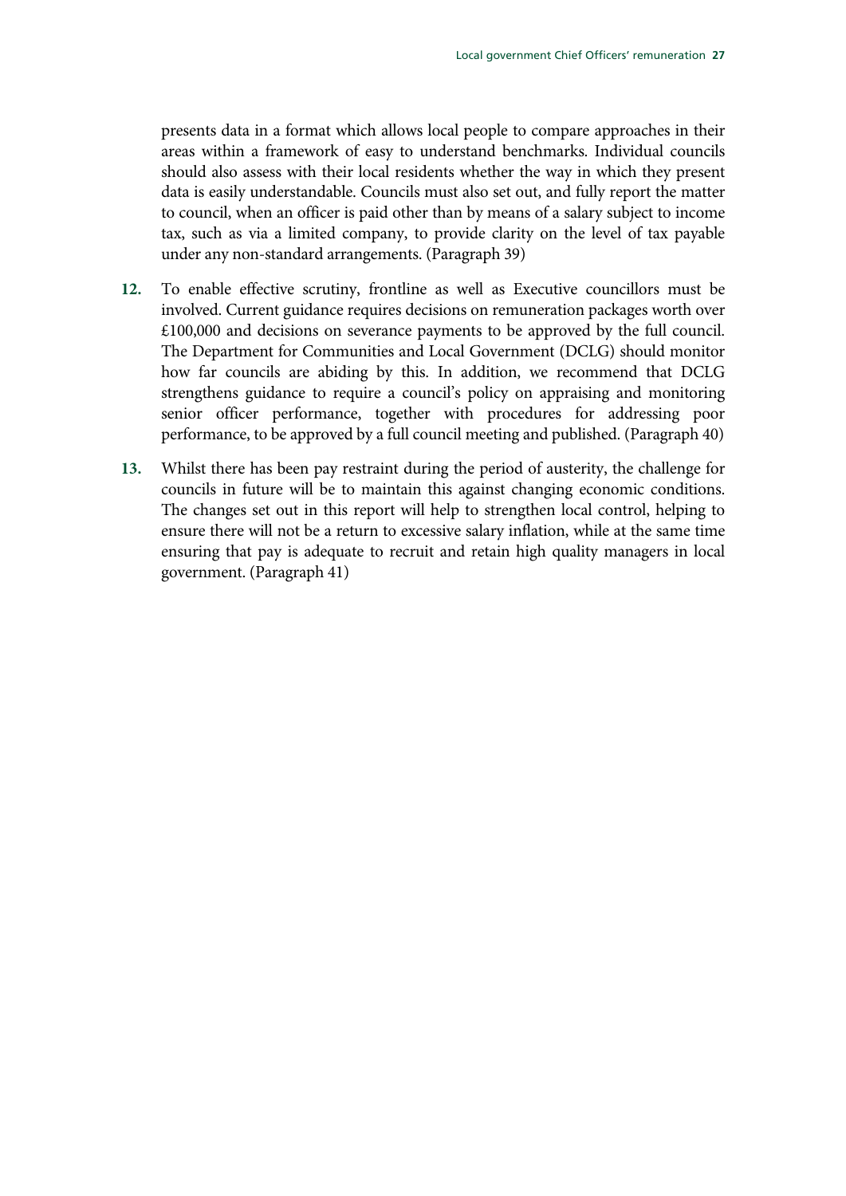presents data in a format which allows local people to compare approaches in their areas within a framework of easy to understand benchmarks. Individual councils should also assess with their local residents whether the way in which they present data is easily understandable. Councils must also set out, and fully report the matter to council, when an officer is paid other than by means of a salary subject to income tax, such as via a limited company, to provide clarity on the level of tax payable under any non-standard arrangements. (Paragraph 39)

12. To enable effective scrutiny, frontline as well as Executive councillors must be involved. Current guidance requires decisions on remuneration packages worth over £100,000 and decisions on severance payments to be approved by the full council. The Department for Communities and Local Government (DCLG) should monitor how far councils are abiding by this. In addition, we recommend that DCLG strengthens guidance to require a council's policy on appraising and monitoring senior officer performance, together with procedures for addressing poor performance, to be approved by a full council meeting and published. (Paragraph 40)

13. Whilst there has been pay restraint during the period of austerity, the challenge for councils in future will be to maintain this against changing economic conditions. The changes set out in this report will help to strengthen local control, helping to ensure there will not be a return to excessive salary inflation, while at the same time ensuring that pay is adequate to recruit and retain high quality managers in local government. (Paragraph 41)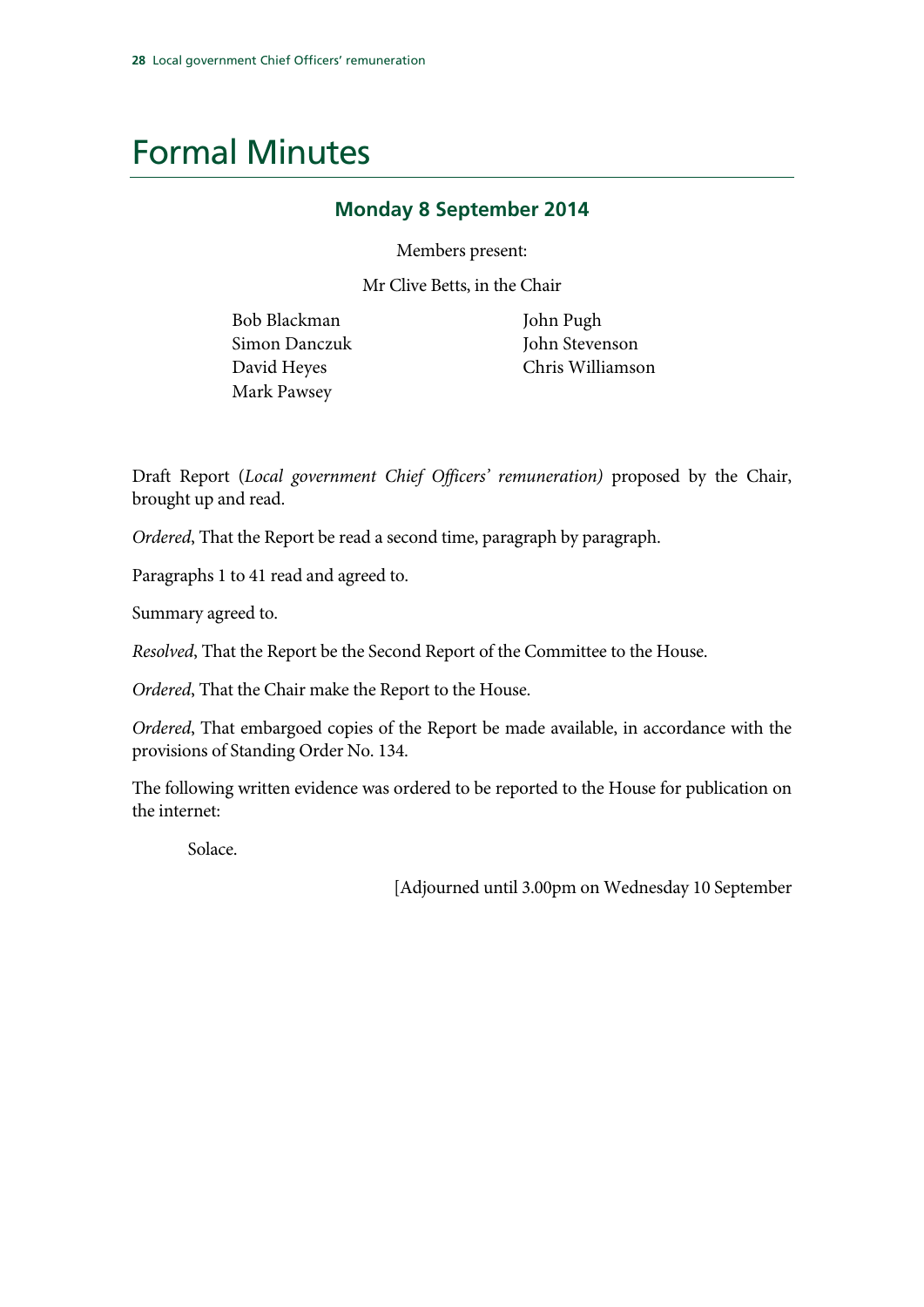# Formal Minutes

## Monday 8 September 2014

Members present:

Mr Clive Betts, in the Chair

Bob Blackman
Simon Danczuk
David Heyes
Mark Pawsey
John Pugh
John Stevenson
Chris Williamson

Draft Report (*Local government Chief Officers' remuneration)* proposed by the Chair, brought up and read.

*Ordered*, That the Report be read a second time, paragraph by paragraph.

Paragraphs 1 to 41 read and agreed to.

Summary agreed to.

*Resolved*, That the Report be the Second Report of the Committee to the House.

*Ordered*, That the Chair make the Report to the House.

*Ordered*, That embargoed copies of the Report be made available, in accordance with the provisions of Standing Order No. 134.

The following written evidence was ordered to be reported to the House for publication on the internet:

Solace.

[Adjourned until 3.00pm on Wednesday 10 September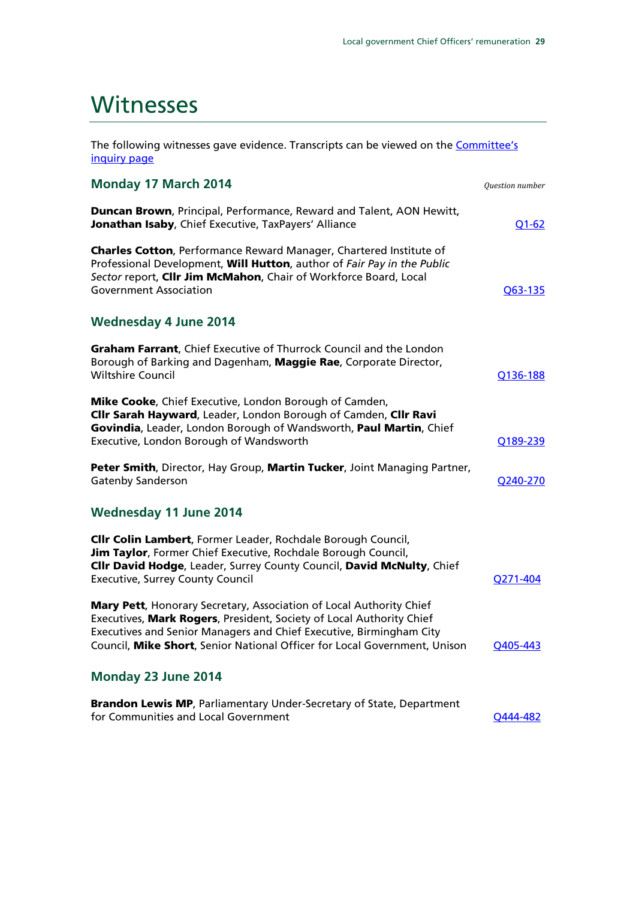# Witnesses

The following witnesses gave evidence. Transcripts can be viewed on the Committee's inquiry page

### Monday 17 March 2014

*Question number*

**Duncan Brown**, Principal, Performance, Reward and Talent, AON Hewitt, **Jonathan Isaby**, Chief Executive, TaxPayers' Alliance — Q1-62

**Charles Cotton**, Performance Reward Manager, Chartered Institute of Professional Development, **Will Hutton**, author of *Fair Pay in the Public Sector* report, **Cllr Jim McMahon**, Chair of Workforce Board, Local Government Association — Q63-135

### Wednesday 4 June 2014

**Graham Farrant**, Chief Executive of Thurrock Council and the London Borough of Barking and Dagenham, **Maggie Rae**, Corporate Director, Wiltshire Council — Q136-188

**Mike Cooke**, Chief Executive, London Borough of Camden, **Cllr Sarah Hayward**, Leader, London Borough of Camden, **Cllr Ravi Govindia**, Leader, London Borough of Wandsworth, **Paul Martin**, Chief Executive, London Borough of Wandsworth — Q189-239

**Peter Smith**, Director, Hay Group, **Martin Tucker**, Joint Managing Partner, Gatenby Sanderson — Q240-270

### Wednesday 11 June 2014

**Cllr Colin Lambert**, Former Leader, Rochdale Borough Council, **Jim Taylor**, Former Chief Executive, Rochdale Borough Council, **Cllr David Hodge**, Leader, Surrey County Council, **David McNulty**, Chief Executive, Surrey County Council — Q271-404

**Mary Pett**, Honorary Secretary, Association of Local Authority Chief Executives, **Mark Rogers**, President, Society of Local Authority Chief Executives and Senior Managers and Chief Executive, Birmingham City Council, **Mike Short**, Senior National Officer for Local Government, Unison — Q405-443

### Monday 23 June 2014

**Brandon Lewis MP**, Parliamentary Under-Secretary of State, Department for Communities and Local Government — Q444-482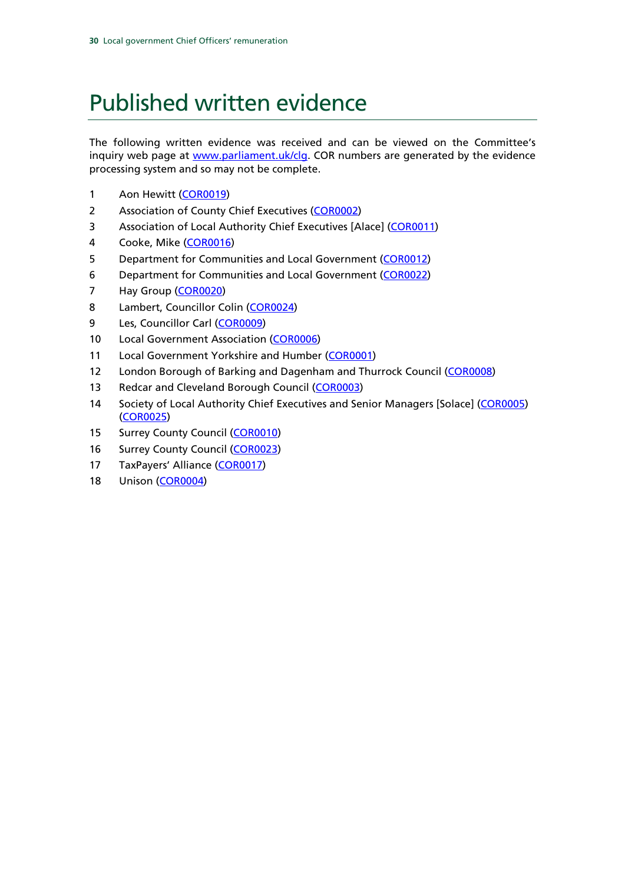# Published written evidence

The following written evidence was received and can be viewed on the Committee's inquiry web page at [www.parliament.uk/clg](www.parliament.uk/clg). COR numbers are generated by the evidence processing system and so may not be complete.

1. Aon Hewitt (COR0019)
2. Association of County Chief Executives (COR0002)
3. Association of Local Authority Chief Executives [Alace] (COR0011)
4. Cooke, Mike (COR0016)
5. Department for Communities and Local Government (COR0012)
6. Department for Communities and Local Government (COR0022)
7. Hay Group (COR0020)
8. Lambert, Councillor Colin (COR0024)
9. Les, Councillor Carl (COR0009)
10. Local Government Association (COR0006)
11. Local Government Yorkshire and Humber (COR0001)
12. London Borough of Barking and Dagenham and Thurrock Council (COR0008)
13. Redcar and Cleveland Borough Council (COR0003)
14. Society of Local Authority Chief Executives and Senior Managers [Solace] (COR0005) (COR0025)
15. Surrey County Council (COR0010)
16. Surrey County Council (COR0023)
17. TaxPayers' Alliance (COR0017)
18. Unison (COR0004)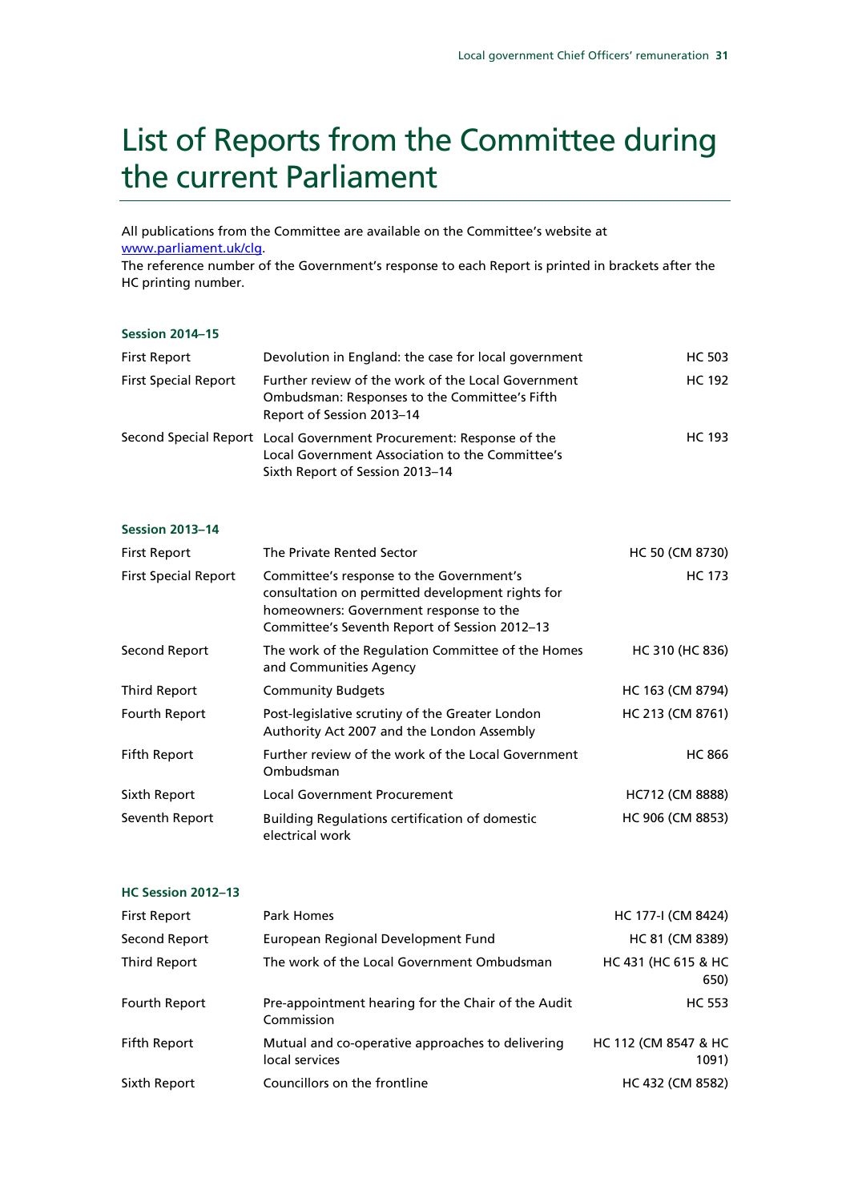# List of Reports from the Committee during the current Parliament

All publications from the Committee are available on the Committee's website at [www.parliament.uk/clg](www.parliament.uk/clg).

The reference number of the Government's response to each Report is printed in brackets after the HC printing number.

**Session 2014–15**

| | | |
|---|---|---|
| First Report | Devolution in England: the case for local government | HC 503 |
| First Special Report | Further review of the work of the Local Government Ombudsman: Responses to the Committee's Fifth Report of Session 2013–14 | HC 192 |
| Second Special Report | Local Government Procurement: Response of the Local Government Association to the Committee's Sixth Report of Session 2013–14 | HC 193 |

**Session 2013–14**

| | | |
|---|---|---|
| First Report | The Private Rented Sector | HC 50 (CM 8730) |
| First Special Report | Committee's response to the Government's consultation on permitted development rights for homeowners: Government response to the Committee's Seventh Report of Session 2012–13 | HC 173 |
| Second Report | The work of the Regulation Committee of the Homes and Communities Agency | HC 310 (HC 836) |
| Third Report | Community Budgets | HC 163 (CM 8794) |
| Fourth Report | Post-legislative scrutiny of the Greater London Authority Act 2007 and the London Assembly | HC 213 (CM 8761) |
| Fifth Report | Further review of the work of the Local Government Ombudsman | HC 866 |
| Sixth Report | Local Government Procurement | HC712 (CM 8888) |
| Seventh Report | Building Regulations certification of domestic electrical work | HC 906 (CM 8853) |

**HC Session 2012–13**

| | | |
|---|---|---|
| First Report | Park Homes | HC 177-I (CM 8424) |
| Second Report | European Regional Development Fund | HC 81 (CM 8389) |
| Third Report | The work of the Local Government Ombudsman | HC 431 (HC 615 & HC 650) |
| Fourth Report | Pre-appointment hearing for the Chair of the Audit Commission | HC 553 |
| Fifth Report | Mutual and co-operative approaches to delivering local services | HC 112 (CM 8547 & HC 1091) |
| Sixth Report | Councillors on the frontline | HC 432 (CM 8582) |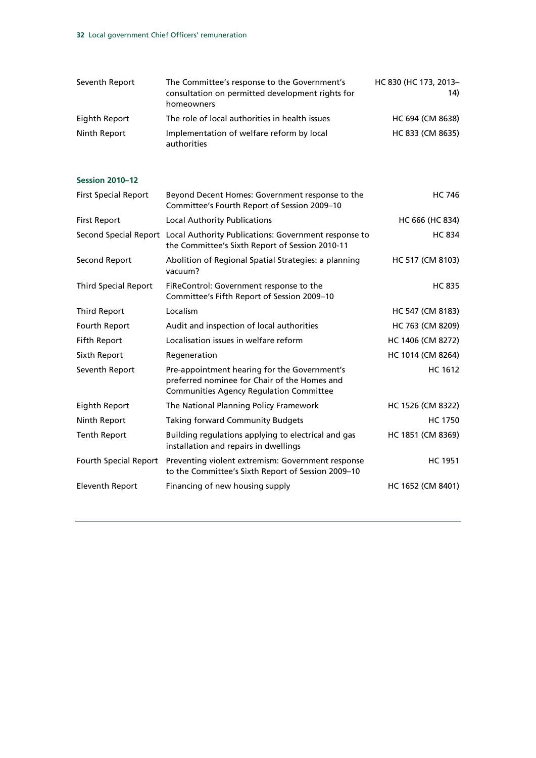| | | |
|---|---|---|
| Seventh Report | The Committee's response to the Government's consultation on permitted development rights for homeowners | HC 830 (HC 173, 2013–14) |
| Eighth Report | The role of local authorities in health issues | HC 694 (CM 8638) |
| Ninth Report | Implementation of welfare reform by local authorities | HC 833 (CM 8635) |

**Session 2010–12**

| | | |
|---|---|---|
| First Special Report | Beyond Decent Homes: Government response to the Committee's Fourth Report of Session 2009–10 | HC 746 |
| First Report | Local Authority Publications | HC 666 (HC 834) |
| Second Special Report | Local Authority Publications: Government response to the Committee's Sixth Report of Session 2010-11 | HC 834 |
| Second Report | Abolition of Regional Spatial Strategies: a planning vacuum? | HC 517 (CM 8103) |
| Third Special Report | FiReControl: Government response to the Committee's Fifth Report of Session 2009–10 | HC 835 |
| Third Report | Localism | HC 547 (CM 8183) |
| Fourth Report | Audit and inspection of local authorities | HC 763 (CM 8209) |
| Fifth Report | Localisation issues in welfare reform | HC 1406 (CM 8272) |
| Sixth Report | Regeneration | HC 1014 (CM 8264) |
| Seventh Report | Pre-appointment hearing for the Government's preferred nominee for Chair of the Homes and Communities Agency Regulation Committee | HC 1612 |
| Eighth Report | The National Planning Policy Framework | HC 1526 (CM 8322) |
| Ninth Report | Taking forward Community Budgets | HC 1750 |
| Tenth Report | Building regulations applying to electrical and gas installation and repairs in dwellings | HC 1851 (CM 8369) |
| Fourth Special Report | Preventing violent extremism: Government response to the Committee's Sixth Report of Session 2009–10 | HC 1951 |
| Eleventh Report | Financing of new housing supply | HC 1652 (CM 8401) |